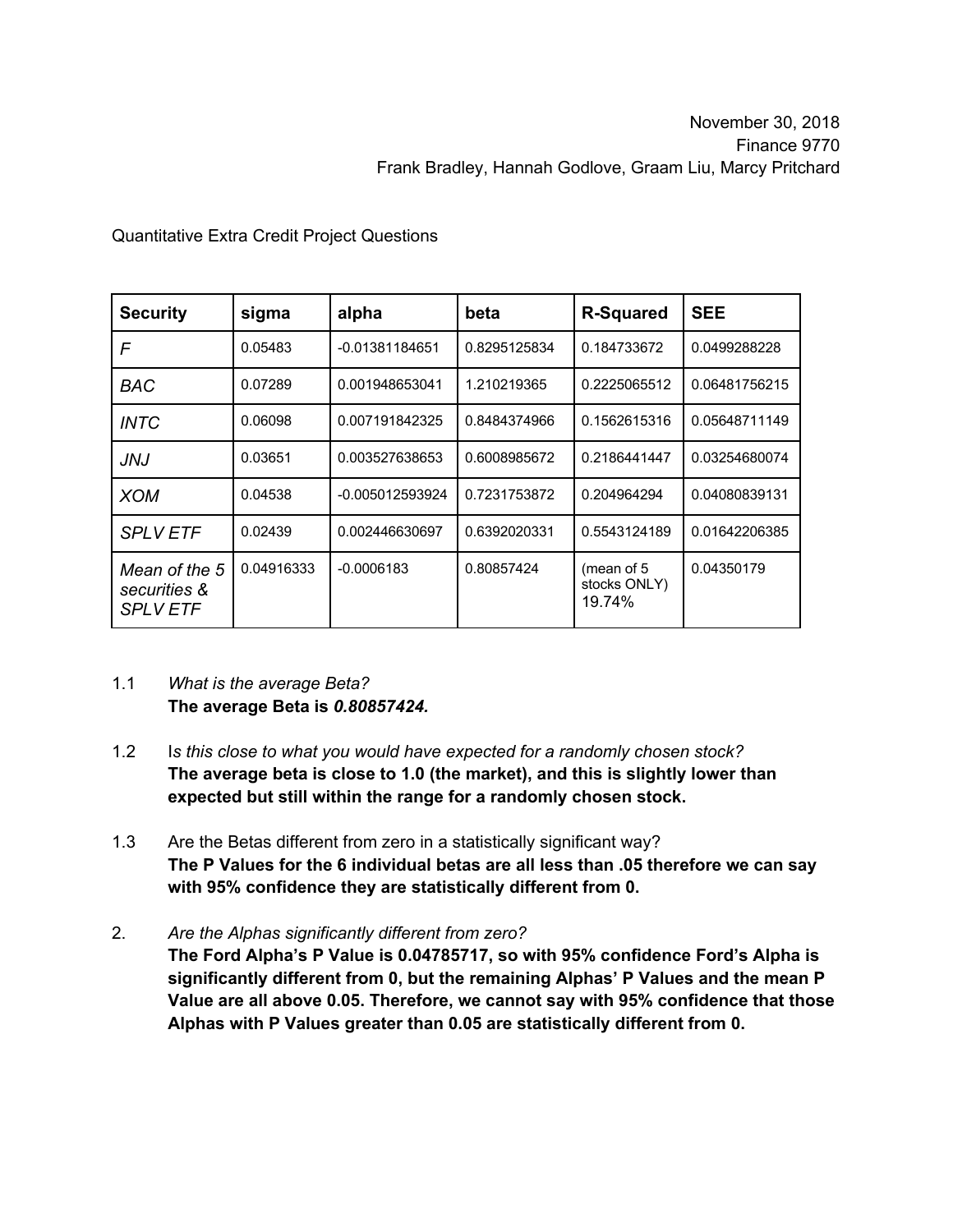November 30, 2018
Finance 9770
Frank Bradley, Hannah Godlove, Graam Liu, Marcy Pritchard

Quantitative Extra Credit Project Questions

| Security | sigma | alpha | beta | R-Squared | SEE |
|---|---|---|---|---|---|
| *F* | 0.05483 | -0.01381184651 | 0.8295125834 | 0.184733672 | 0.0499288228 |
| *BAC* | 0.07289 | 0.001948653041 | 1.210219365 | 0.2225065512 | 0.06481756215 |
| *INTC* | 0.06098 | 0.007191842325 | 0.8484374966 | 0.1562615316 | 0.05648711149 |
| *JNJ* | 0.03651 | 0.003527638653 | 0.6008985672 | 0.2186441447 | 0.03254680074 |
| *XOM* | 0.04538 | -0.005012593924 | 0.7231753872 | 0.204964294 | 0.04080839131 |
| *SPLV ETF* | 0.02439 | 0.002446630697 | 0.6392020331 | 0.5543124189 | 0.01642206385 |
| *Mean of the 5 securities & SPLV ETF* | 0.04916333 | -0.0006183 | 0.80857424 | (mean of 5 stocks ONLY) 19.74% | 0.04350179 |

1.1 *What is the average Beta?*
**The average Beta is *0.80857424.***

1.2 I*s this close to what you would have expected for a randomly chosen stock?*
**The average beta is close to 1.0 (the market), and this is slightly lower than expected but still within the range for a randomly chosen stock.**

1.3 Are the Betas different from zero in a statistically significant way?
**The P Values for the 6 individual betas are all less than .05 therefore we can say with 95% confidence they are statistically different from 0.**

2. *Are the Alphas significantly different from zero?*
**The Ford Alpha's P Value is 0.04785717, so with 95% confidence Ford's Alpha is significantly different from 0, but the remaining Alphas' P Values and the mean P Value are all above 0.05. Therefore, we cannot say with 95% confidence that those Alphas with P Values greater than 0.05 are statistically different from 0.**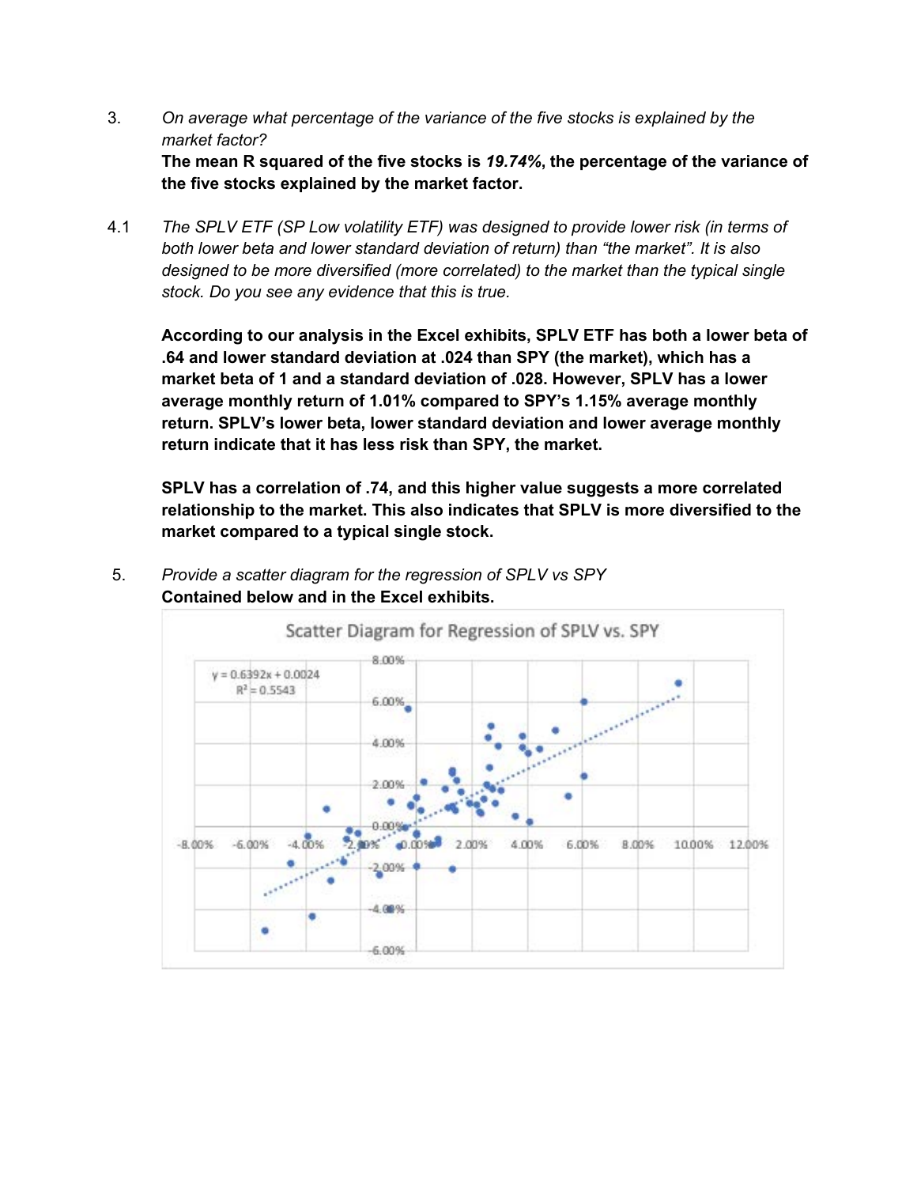3. *On average what percentage of the variance of the five stocks is explained by the market factor?*
   **The mean R squared of the five stocks is *19.74%*, the percentage of the variance of the five stocks explained by the market factor.**

4.1 *The SPLV ETF (SP Low volatility ETF) was designed to provide lower risk (in terms of both lower beta and lower standard deviation of return) than "the market". It is also designed to be more diversified (more correlated) to the market than the typical single stock. Do you see any evidence that this is true.*

   **According to our analysis in the Excel exhibits, SPLV ETF has both a lower beta of .64 and lower standard deviation at .024 than SPY (the market), which has a market beta of 1 and a standard deviation of .028. However, SPLV has a lower average monthly return of 1.01% compared to SPY's 1.15% average monthly return. SPLV's lower beta, lower standard deviation and lower average monthly return indicate that it has less risk than SPY, the market.**

   **SPLV has a correlation of .74, and this higher value suggests a more correlated relationship to the market. This also indicates that SPLV is more diversified to the market compared to a typical single stock.**

5. *Provide a scatter diagram for the regression of SPLV vs SPY*
   **Contained below and in the Excel exhibits.**

Scatter Diagram for Regression of SPLV vs. SPY

$y = 0.6392x + 0.0024$

$R^2 = 0.5543$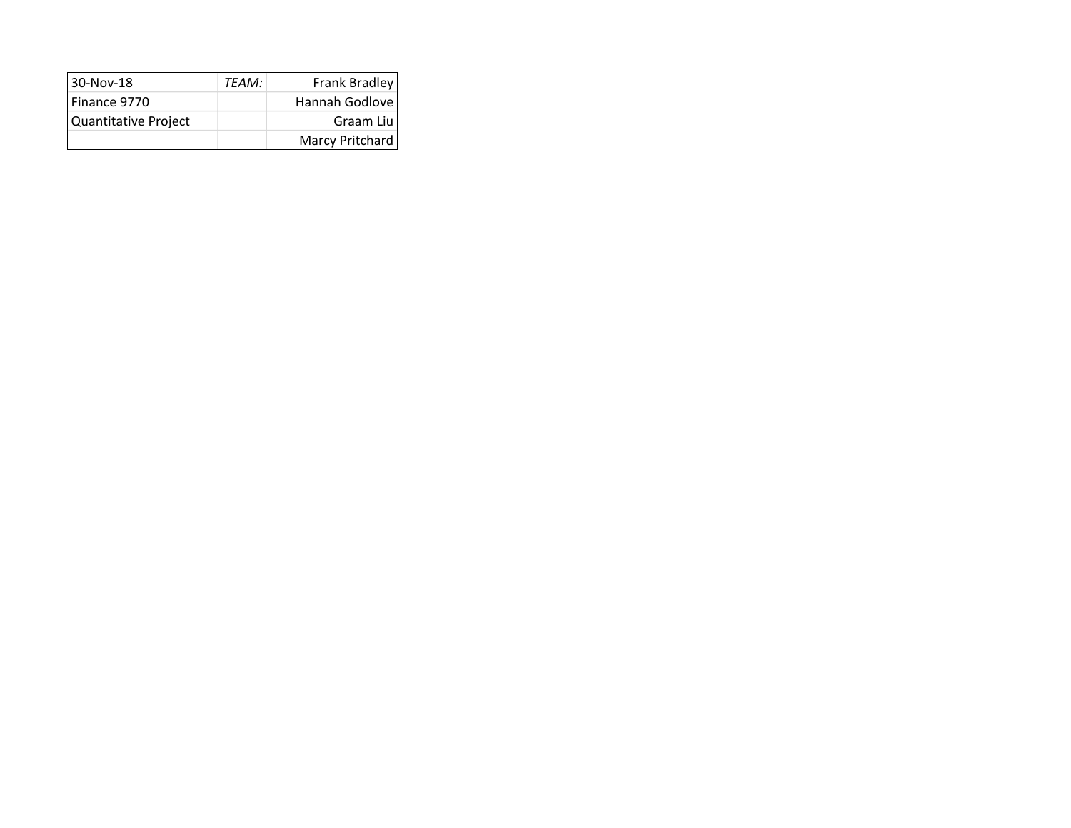| 30-Nov-18 | *TEAM:* | Frank Bradley |
| --- | --- | --- |
| Finance 9770 | | Hannah Godlove |
| Quantitative Project | | Graam Liu |
| | | Marcy Pritchard |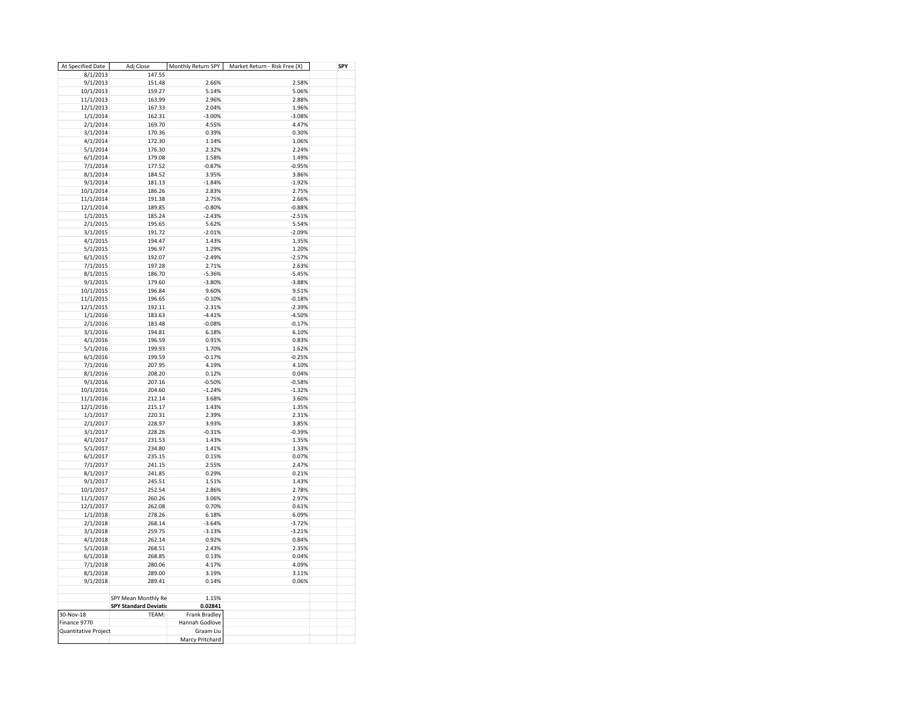| At Specified Date | Adj Close | Monthly Return SPY | Market Return - Risk Free (X) | | SPY |
|---|---|---|---|---|---|
| 8/1/2013 | 147.55 | | | | |
| 9/1/2013 | 151.48 | 2.66% | 2.58% | | |
| 10/1/2013 | 159.27 | 5.14% | 5.06% | | |
| 11/1/2013 | 163.99 | 2.96% | 2.88% | | |
| 12/1/2013 | 167.33 | 2.04% | 1.96% | | |
| 1/1/2014 | 162.31 | -3.00% | -3.08% | | |
| 2/1/2014 | 169.70 | 4.55% | 4.47% | | |
| 3/1/2014 | 170.36 | 0.39% | 0.30% | | |
| 4/1/2014 | 172.30 | 1.14% | 1.06% | | |
| 5/1/2014 | 176.30 | 2.32% | 2.24% | | |
| 6/1/2014 | 179.08 | 1.58% | 1.49% | | |
| 7/1/2014 | 177.52 | -0.87% | -0.95% | | |
| 8/1/2014 | 184.52 | 3.95% | 3.86% | | |
| 9/1/2014 | 181.13 | -1.84% | -1.92% | | |
| 10/1/2014 | 186.26 | 2.83% | 2.75% | | |
| 11/1/2014 | 191.38 | 2.75% | 2.66% | | |
| 12/1/2014 | 189.85 | -0.80% | -0.88% | | |
| 1/1/2015 | 185.24 | -2.43% | -2.51% | | |
| 2/1/2015 | 195.65 | 5.62% | 5.54% | | |
| 3/1/2015 | 191.72 | -2.01% | -2.09% | | |
| 4/1/2015 | 194.47 | 1.43% | 1.35% | | |
| 5/1/2015 | 196.97 | 1.29% | 1.20% | | |
| 6/1/2015 | 192.07 | -2.49% | -2.57% | | |
| 7/1/2015 | 197.28 | 2.71% | 2.63% | | |
| 8/1/2015 | 186.70 | -5.36% | -5.45% | | |
| 9/1/2015 | 179.60 | -3.80% | -3.88% | | |
| 10/1/2015 | 196.84 | 9.60% | 9.51% | | |
| 11/1/2015 | 196.65 | -0.10% | -0.18% | | |
| 12/1/2015 | 192.11 | -2.31% | -2.39% | | |
| 1/1/2016 | 183.63 | -4.41% | -4.50% | | |
| 2/1/2016 | 183.48 | -0.08% | -0.17% | | |
| 3/1/2016 | 194.81 | 6.18% | 6.10% | | |
| 4/1/2016 | 196.59 | 0.91% | 0.83% | | |
| 5/1/2016 | 199.93 | 1.70% | 1.62% | | |
| 6/1/2016 | 199.59 | -0.17% | -0.25% | | |
| 7/1/2016 | 207.95 | 4.19% | 4.10% | | |
| 8/1/2016 | 208.20 | 0.12% | 0.04% | | |
| 9/1/2016 | 207.16 | -0.50% | -0.58% | | |
| 10/1/2016 | 204.60 | -1.24% | -1.32% | | |
| 11/1/2016 | 212.14 | 3.68% | 3.60% | | |
| 12/1/2016 | 215.17 | 1.43% | 1.35% | | |
| 1/1/2017 | 220.31 | 2.39% | 2.31% | | |
| 2/1/2017 | 228.97 | 3.93% | 3.85% | | |
| 3/1/2017 | 228.26 | -0.31% | -0.39% | | |
| 4/1/2017 | 231.53 | 1.43% | 1.35% | | |
| 5/1/2017 | 234.80 | 1.41% | 1.33% | | |
| 6/1/2017 | 235.15 | 0.15% | 0.07% | | |
| 7/1/2017 | 241.15 | 2.55% | 2.47% | | |
| 8/1/2017 | 241.85 | 0.29% | 0.21% | | |
| 9/1/2017 | 245.51 | 1.51% | 1.43% | | |
| 10/1/2017 | 252.54 | 2.86% | 2.78% | | |
| 11/1/2017 | 260.26 | 3.06% | 2.97% | | |
| 12/1/2017 | 262.08 | 0.70% | 0.61% | | |
| 1/1/2018 | 278.26 | 6.18% | 6.09% | | |
| 2/1/2018 | 268.14 | -3.64% | -3.72% | | |
| 3/1/2018 | 259.75 | -3.13% | -3.21% | | |
| 4/1/2018 | 262.14 | 0.92% | 0.84% | | |
| 5/1/2018 | 268.51 | 2.43% | 2.35% | | |
| 6/1/2018 | 268.85 | 0.13% | 0.04% | | |
| 7/1/2018 | 280.06 | 4.17% | 4.09% | | |
| 8/1/2018 | 289.00 | 3.19% | 3.11% | | |
| 9/1/2018 | 289.41 | 0.14% | 0.06% | | |
| | | | | | |
| | SPY Mean Monthly Re | 1.15% | | | |
| | **SPY Standard Deviati** | **0.02841** | | | |
| 30-Nov-18 | TEAM: | Frank Bradley | | | |
| Finance 9770 | | Hannah Godlove | | | |
| Quantitative Project | | Graam Liu | | | |
| | | Marcy Pritchard | | | |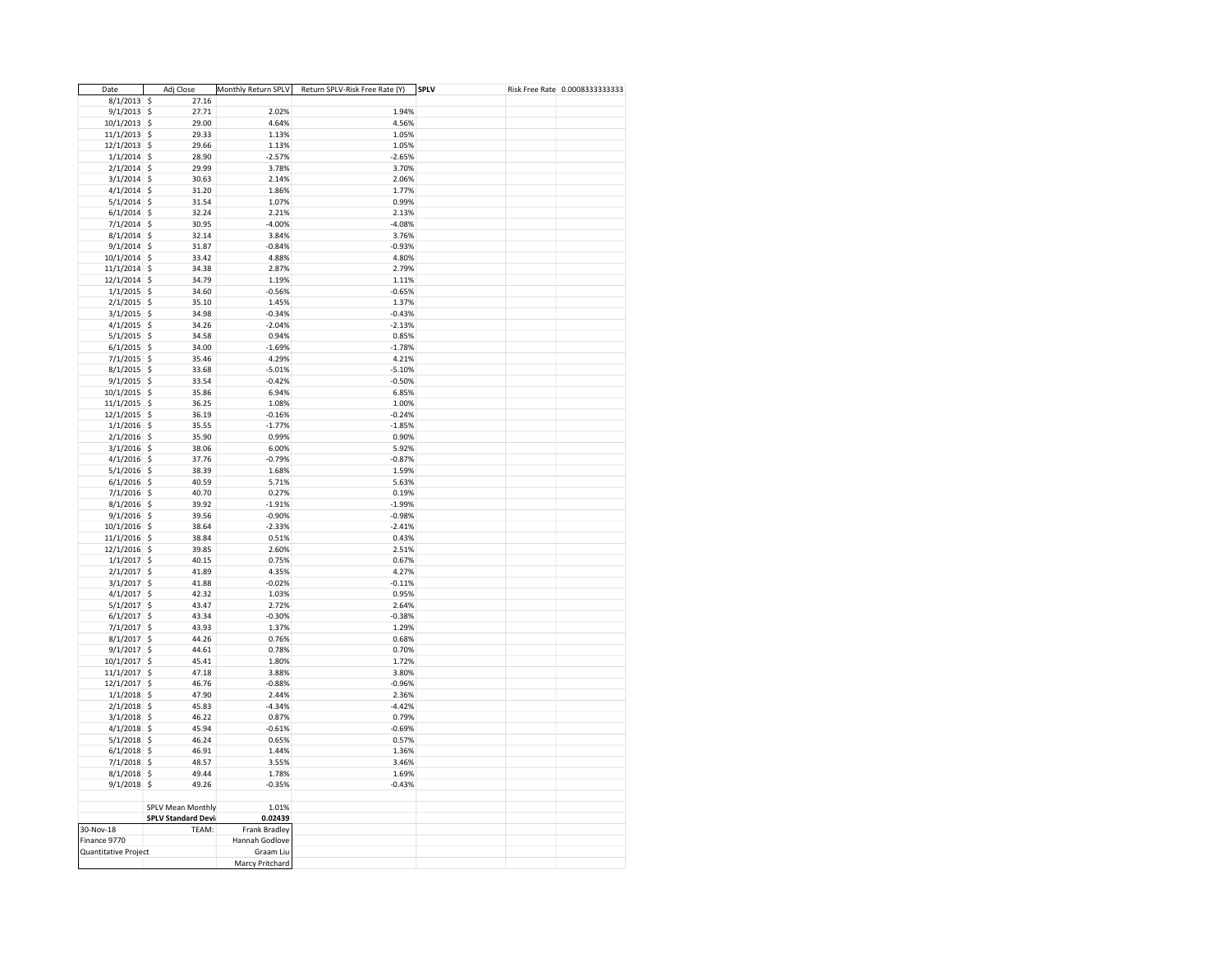| Date | Adj Close | Monthly Return SPLV | Return SPLV-Risk Free Rate (Y) | SPLV | | Risk Free Rate | 0.0008333333333 |
|---|---|---|---|---|---|---|---|
| 8/1/2013 | $ 27.16 | | | | | | |
| 9/1/2013 | $ 27.71 | 2.02% | 1.94% | | | | |
| 10/1/2013 | $ 29.00 | 4.64% | 4.56% | | | | |
| 11/1/2013 | $ 29.33 | 1.13% | 1.05% | | | | |
| 12/1/2013 | $ 29.66 | 1.13% | 1.05% | | | | |
| 1/1/2014 | $ 28.90 | -2.57% | -2.65% | | | | |
| 2/1/2014 | $ 29.99 | 3.78% | 3.70% | | | | |
| 3/1/2014 | $ 30.63 | 2.14% | 2.06% | | | | |
| 4/1/2014 | $ 31.20 | 1.86% | 1.77% | | | | |
| 5/1/2014 | $ 31.54 | 1.07% | 0.99% | | | | |
| 6/1/2014 | $ 32.24 | 2.21% | 2.13% | | | | |
| 7/1/2014 | $ 30.95 | -4.00% | -4.08% | | | | |
| 8/1/2014 | $ 32.14 | 3.84% | 3.76% | | | | |
| 9/1/2014 | $ 31.87 | -0.84% | -0.93% | | | | |
| 10/1/2014 | $ 33.42 | 4.88% | 4.80% | | | | |
| 11/1/2014 | $ 34.38 | 2.87% | 2.79% | | | | |
| 12/1/2014 | $ 34.79 | 1.19% | 1.11% | | | | |
| 1/1/2015 | $ 34.60 | -0.56% | -0.65% | | | | |
| 2/1/2015 | $ 35.10 | 1.45% | 1.37% | | | | |
| 3/1/2015 | $ 34.98 | -0.34% | -0.43% | | | | |
| 4/1/2015 | $ 34.26 | -2.04% | -2.13% | | | | |
| 5/1/2015 | $ 34.58 | 0.94% | 0.85% | | | | |
| 6/1/2015 | $ 34.00 | -1.69% | -1.78% | | | | |
| 7/1/2015 | $ 35.46 | 4.29% | 4.21% | | | | |
| 8/1/2015 | $ 33.68 | -5.01% | -5.10% | | | | |
| 9/1/2015 | $ 33.54 | -0.42% | -0.50% | | | | |
| 10/1/2015 | $ 35.86 | 6.94% | 6.85% | | | | |
| 11/1/2015 | $ 36.25 | 1.08% | 1.00% | | | | |
| 12/1/2015 | $ 36.19 | -0.16% | -0.24% | | | | |
| 1/1/2016 | $ 35.55 | -1.77% | -1.85% | | | | |
| 2/1/2016 | $ 35.90 | 0.99% | 0.90% | | | | |
| 3/1/2016 | $ 38.06 | 6.00% | 5.92% | | | | |
| 4/1/2016 | $ 37.76 | -0.79% | -0.87% | | | | |
| 5/1/2016 | $ 38.39 | 1.68% | 1.59% | | | | |
| 6/1/2016 | $ 40.59 | 5.71% | 5.63% | | | | |
| 7/1/2016 | $ 40.70 | 0.27% | 0.19% | | | | |
| 8/1/2016 | $ 39.92 | -1.91% | -1.99% | | | | |
| 9/1/2016 | $ 39.56 | -0.90% | -0.98% | | | | |
| 10/1/2016 | $ 38.64 | -2.33% | -2.41% | | | | |
| 11/1/2016 | $ 38.84 | 0.51% | 0.43% | | | | |
| 12/1/2016 | $ 39.85 | 2.60% | 2.51% | | | | |
| 1/1/2017 | $ 40.15 | 0.75% | 0.67% | | | | |
| 2/1/2017 | $ 41.89 | 4.35% | 4.27% | | | | |
| 3/1/2017 | $ 41.88 | -0.02% | -0.11% | | | | |
| 4/1/2017 | $ 42.32 | 1.03% | 0.95% | | | | |
| 5/1/2017 | $ 43.47 | 2.72% | 2.64% | | | | |
| 6/1/2017 | $ 43.34 | -0.30% | -0.38% | | | | |
| 7/1/2017 | $ 43.93 | 1.37% | 1.29% | | | | |
| 8/1/2017 | $ 44.26 | 0.76% | 0.68% | | | | |
| 9/1/2017 | $ 44.61 | 0.78% | 0.70% | | | | |
| 10/1/2017 | $ 45.41 | 1.80% | 1.72% | | | | |
| 11/1/2017 | $ 47.18 | 3.88% | 3.80% | | | | |
| 12/1/2017 | $ 46.76 | -0.88% | -0.96% | | | | |
| 1/1/2018 | $ 47.90 | 2.44% | 2.36% | | | | |
| 2/1/2018 | $ 45.83 | -4.34% | -4.42% | | | | |
| 3/1/2018 | $ 46.22 | 0.87% | 0.79% | | | | |
| 4/1/2018 | $ 45.94 | -0.61% | -0.69% | | | | |
| 5/1/2018 | $ 46.24 | 0.65% | 0.57% | | | | |
| 6/1/2018 | $ 46.91 | 1.44% | 1.36% | | | | |
| 7/1/2018 | $ 48.57 | 3.55% | 3.46% | | | | |
| 8/1/2018 | $ 49.44 | 1.78% | 1.69% | | | | |
| 9/1/2018 | $ 49.26 | -0.35% | -0.43% | | | | |
| | | | | | | | |
| | SPLV Mean Monthly | 1.01% | | | | | |
| | **SPLV Standard Devi** | **0.02439** | | | | | |
| 30-Nov-18 | TEAM: | Frank Bradley | | | | | |
| Finance 9770 | | Hannah Godlove | | | | | |
| Quantitative Project | | Graam Liu | | | | | |
| | | Marcy Pritchard | | | | | |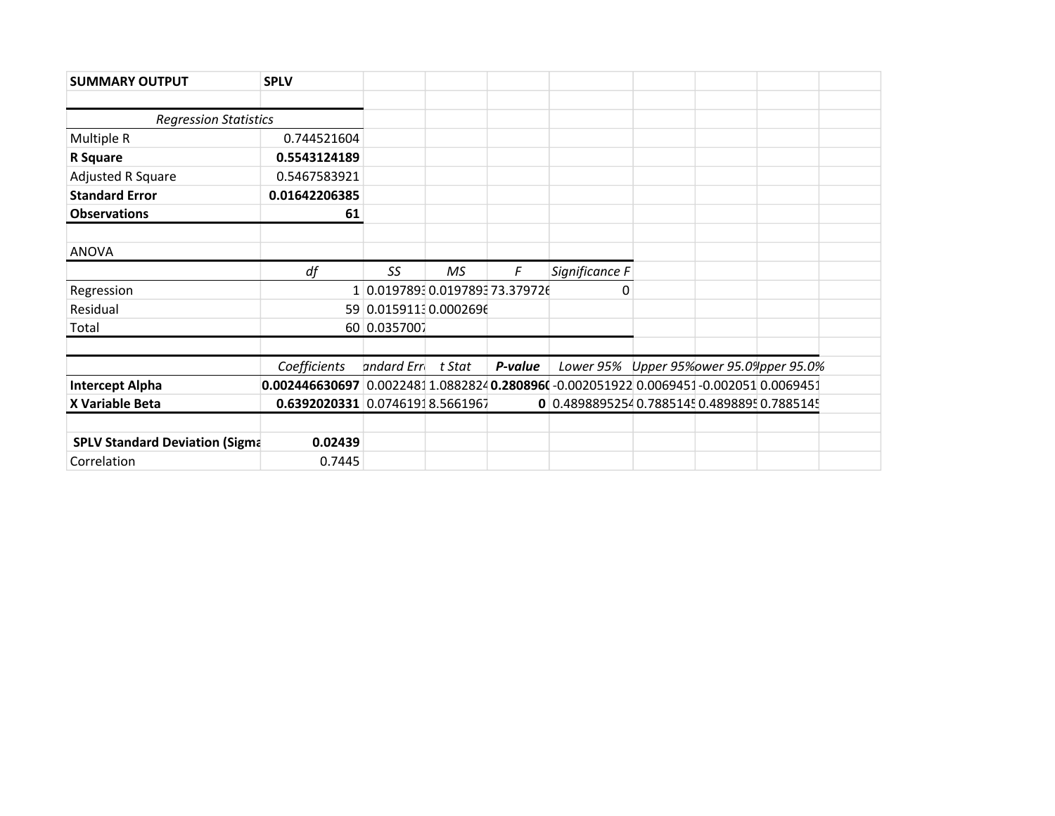| SUMMARY OUTPUT | SPLV |
|---|---|

| *Regression Statistics* | |
|---|---|
| Multiple R | 0.744521604 |
| **R Square** | **0.5543124189** |
| Adjusted R Square | 0.5467583921 |
| **Standard Error** | **0.01642206385** |
| **Observations** | **61** |

ANOVA

| | *df* | *SS* | *MS* | *F* | *Significance F* |
|---|---|---|---|---|---|
| Regression | 1 | 0.0197893 | 0.0197893 | 73.379726 | 0 |
| Residual | 59 | 0.0159113 | 0.0002696 | | |
| Total | 60 | 0.0357007 | | | |

| | *Coefficients* | *Standard Error* | *t Stat* | ***P-value*** | *Lower 95%* | *Upper 95%* | *Lower 95.0%* | *Upper 95.0%* |
|---|---|---|---|---|---|---|---|---|
| **Intercept Alpha** | **0.002446630697** | 0.0022481 | 1.0882824 | **0.2808960** | -0.002051922 | 0.0069451 | -0.002051 | 0.0069451 |
| **X Variable Beta** | **0.6392020331** | 0.0746191 | 8.5661967 | **0** | 0.4898895254 | 0.7885145 | 0.4898895 | 0.7885145 |

| | |
|---|---|
| **SPLV Standard Deviation (Sigma** | **0.02439** |
| Correlation | 0.7445 |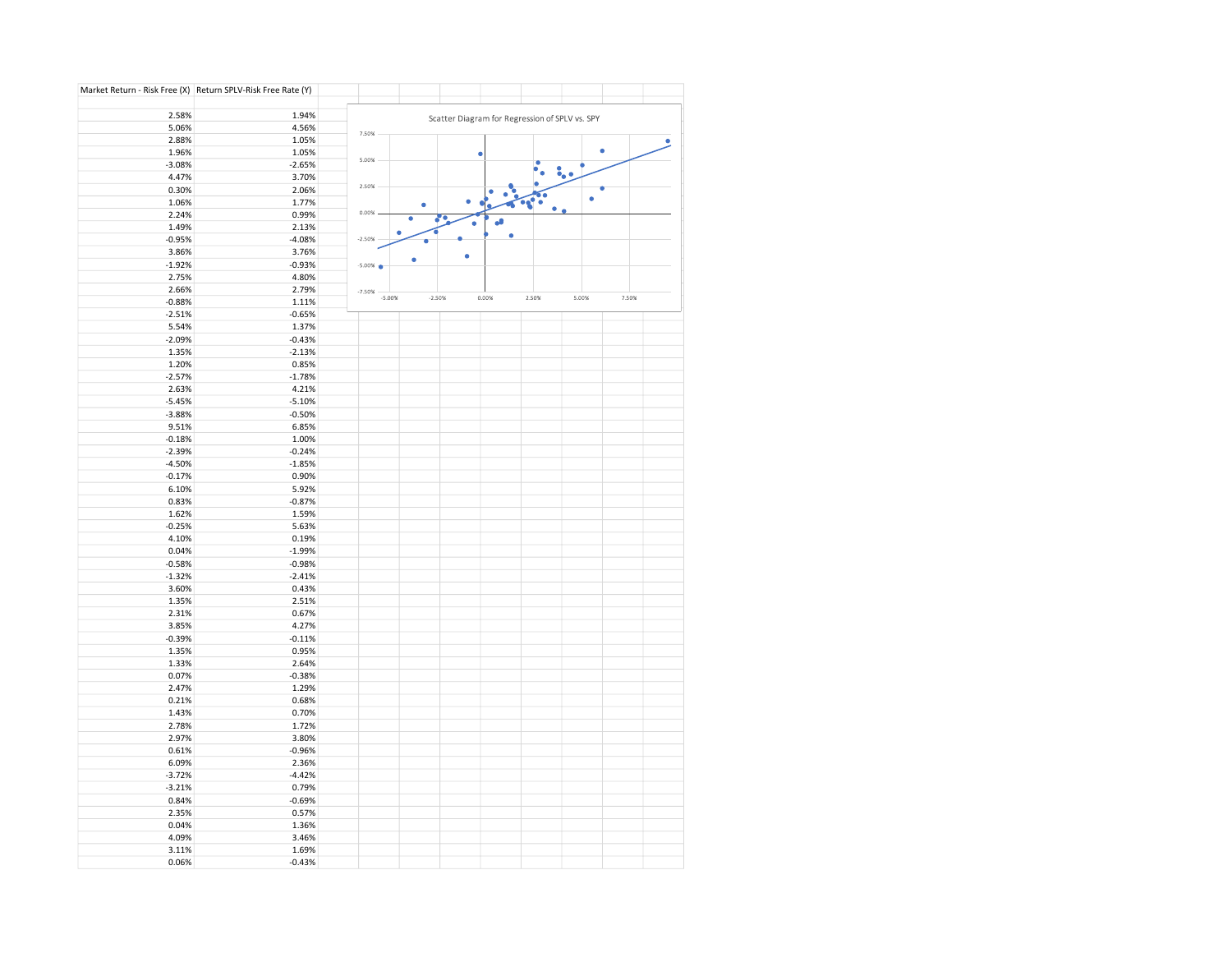| Market Return - Risk Free (X) | Return SPLV-Risk Free Rate (Y) |
|---|---|
| 2.58% | 1.94% |
| 5.06% | 4.56% |
| 2.88% | 1.05% |
| 1.96% | 1.05% |
| -3.08% | -2.65% |
| 4.47% | 3.70% |
| 0.30% | 2.06% |
| 1.06% | 1.77% |
| 2.24% | 0.99% |
| 1.49% | 2.13% |
| -0.95% | -4.08% |
| 3.86% | 3.76% |
| -1.92% | -0.93% |
| 2.75% | 4.80% |
| 2.66% | 2.79% |
| -0.88% | 1.11% |
| -2.51% | -0.65% |
| 5.54% | 1.37% |
| -2.09% | -0.43% |
| 1.35% | -2.13% |
| 1.20% | 0.85% |
| -2.57% | -1.78% |
| 2.63% | 4.21% |
| -5.45% | -5.10% |
| -3.88% | -0.50% |
| 9.51% | 6.85% |
| -0.18% | 1.00% |
| -2.39% | -0.24% |
| -4.50% | -1.85% |
| -0.17% | 0.90% |
| 6.10% | 5.92% |
| 0.83% | -0.87% |
| 1.62% | 1.59% |
| -0.25% | 5.63% |
| 4.10% | 0.19% |
| 0.04% | -1.99% |
| -0.58% | -0.98% |
| -1.32% | -2.41% |
| 3.60% | 0.43% |
| 1.35% | 2.51% |
| 2.31% | 0.67% |
| 3.85% | 4.27% |
| -0.39% | -0.11% |
| 1.35% | 0.95% |
| 1.33% | 2.64% |
| 0.07% | -0.38% |
| 2.47% | 1.29% |
| 0.21% | 0.68% |
| 1.43% | 0.70% |
| 2.78% | 1.72% |
| 2.97% | 3.80% |
| 0.61% | -0.96% |
| 6.09% | 2.36% |
| -3.72% | -4.42% |
| -3.21% | 0.79% |
| 0.84% | -0.69% |
| 2.35% | 0.57% |
| 0.04% | 1.36% |
| 4.09% | 3.46% |
| 3.11% | 1.69% |
| 0.06% | -0.43% |

Scatter Diagram for Regression of SPLV vs. SPY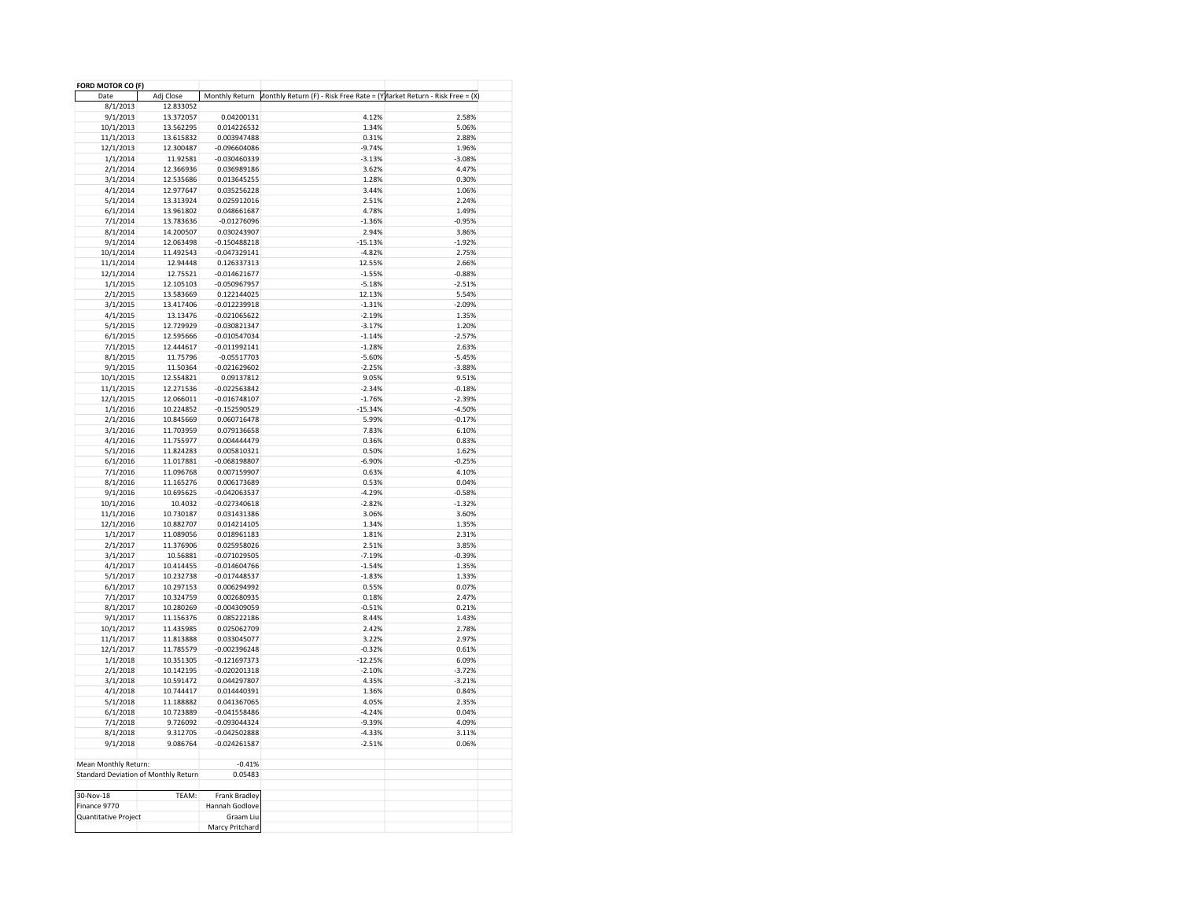**FORD MOTOR CO (F)**

| Date | Adj Close | Monthly Return | Monthly Return (F) - Risk Free Rate = (Y) | Market Return - Risk Free = (X) |
|---|---|---|---|---|
| 8/1/2013 | 12.833052 | | | |
| 9/1/2013 | 13.372057 | 0.04200131 | 4.12% | 2.58% |
| 10/1/2013 | 13.562295 | 0.014226532 | 1.34% | 5.06% |
| 11/1/2013 | 13.615832 | 0.003947488 | 0.31% | 2.88% |
| 12/1/2013 | 12.300487 | -0.096604086 | -9.74% | 1.96% |
| 1/1/2014 | 11.92581 | -0.030460339 | -3.13% | -3.08% |
| 2/1/2014 | 12.366936 | 0.036989186 | 3.62% | 4.47% |
| 3/1/2014 | 12.535686 | 0.013645255 | 1.28% | 0.30% |
| 4/1/2014 | 12.977647 | 0.035256228 | 3.44% | 1.06% |
| 5/1/2014 | 13.313924 | 0.025912016 | 2.51% | 2.24% |
| 6/1/2014 | 13.961802 | 0.048661687 | 4.78% | 1.49% |
| 7/1/2014 | 13.783636 | -0.01276096 | -1.36% | -0.95% |
| 8/1/2014 | 14.200507 | 0.030243907 | 2.94% | 3.86% |
| 9/1/2014 | 12.063498 | -0.150488218 | -15.13% | -1.92% |
| 10/1/2014 | 11.492543 | -0.047329141 | -4.82% | 2.75% |
| 11/1/2014 | 12.94448 | 0.126337313 | 12.55% | 2.66% |
| 12/1/2014 | 12.75521 | -0.014621677 | -1.55% | -0.88% |
| 1/1/2015 | 12.105103 | -0.050967957 | -5.18% | -2.51% |
| 2/1/2015 | 13.583669 | 0.122144025 | 12.13% | 5.54% |
| 3/1/2015 | 13.417406 | -0.012239918 | -1.31% | -2.09% |
| 4/1/2015 | 13.13476 | -0.021065622 | -2.19% | 1.35% |
| 5/1/2015 | 12.729929 | -0.030821347 | -3.17% | 1.20% |
| 6/1/2015 | 12.595666 | -0.010547034 | -1.14% | -2.57% |
| 7/1/2015 | 12.444617 | -0.011992141 | -1.28% | 2.63% |
| 8/1/2015 | 11.75796 | -0.05517703 | -5.60% | -5.45% |
| 9/1/2015 | 11.50364 | -0.021629602 | -2.25% | -3.88% |
| 10/1/2015 | 12.554821 | 0.09137812 | 9.05% | 9.51% |
| 11/1/2015 | 12.271536 | -0.022563842 | -2.34% | -0.18% |
| 12/1/2015 | 12.066011 | -0.016748107 | -1.76% | -2.39% |
| 1/1/2016 | 10.224852 | -0.152590529 | -15.34% | -4.50% |
| 2/1/2016 | 10.845669 | 0.060716478 | 5.99% | -0.17% |
| 3/1/2016 | 11.703959 | 0.079136658 | 7.83% | 6.10% |
| 4/1/2016 | 11.755977 | 0.004444479 | 0.36% | 0.83% |
| 5/1/2016 | 11.824283 | 0.005810321 | 0.50% | 1.62% |
| 6/1/2016 | 11.017881 | -0.068198807 | -6.90% | -0.25% |
| 7/1/2016 | 11.096768 | 0.007159907 | 0.63% | 4.10% |
| 8/1/2016 | 11.165276 | 0.006173689 | 0.53% | 0.04% |
| 9/1/2016 | 10.695625 | -0.042063537 | -4.29% | -0.58% |
| 10/1/2016 | 10.4032 | -0.027340618 | -2.82% | -1.32% |
| 11/1/2016 | 10.730187 | 0.031431386 | 3.06% | 3.60% |
| 12/1/2016 | 10.882707 | 0.014214105 | 1.34% | 1.35% |
| 1/1/2017 | 11.089056 | 0.018961183 | 1.81% | 2.31% |
| 2/1/2017 | 11.376906 | 0.025958026 | 2.51% | 3.85% |
| 3/1/2017 | 10.56881 | -0.071029505 | -7.19% | -0.39% |
| 4/1/2017 | 10.414455 | -0.014604766 | -1.54% | 1.35% |
| 5/1/2017 | 10.232738 | -0.017448537 | -1.83% | 1.33% |
| 6/1/2017 | 10.297153 | 0.006294992 | 0.55% | 0.07% |
| 7/1/2017 | 10.324759 | 0.002680935 | 0.18% | 2.47% |
| 8/1/2017 | 10.280269 | -0.004309059 | -0.51% | 0.21% |
| 9/1/2017 | 11.156376 | 0.085222186 | 8.44% | 1.43% |
| 10/1/2017 | 11.435985 | 0.025062709 | 2.42% | 2.78% |
| 11/1/2017 | 11.813888 | 0.033045077 | 3.22% | 2.97% |
| 12/1/2017 | 11.785579 | -0.002396248 | -0.32% | 0.61% |
| 1/1/2018 | 10.351305 | -0.121697373 | -12.25% | 6.09% |
| 2/1/2018 | 10.142195 | -0.020201318 | -2.10% | -3.72% |
| 3/1/2018 | 10.591472 | 0.044297807 | 4.35% | -3.21% |
| 4/1/2018 | 10.744417 | 0.014440391 | 1.36% | 0.84% |
| 5/1/2018 | 11.188882 | 0.041367065 | 4.05% | 2.35% |
| 6/1/2018 | 10.723889 | -0.041558486 | -4.24% | 0.04% |
| 7/1/2018 | 9.726092 | -0.093044324 | -9.39% | 4.09% |
| 8/1/2018 | 9.312705 | -0.042502888 | -4.33% | 3.11% |
| 9/1/2018 | 9.086764 | -0.024261587 | -2.51% | 0.06% |
| | | | | |
| Mean Monthly Return: | | -0.41% | | |
| Standard Deviation of Monthly Return | | 0.05483 | | |

| | | |
|---|---|---|
| 30-Nov-18 | TEAM: | Frank Bradley |
| Finance 9770 | | Hannah Godlove |
| Quantitative Project | | Graam Liu |
| | | Marcy Pritchard |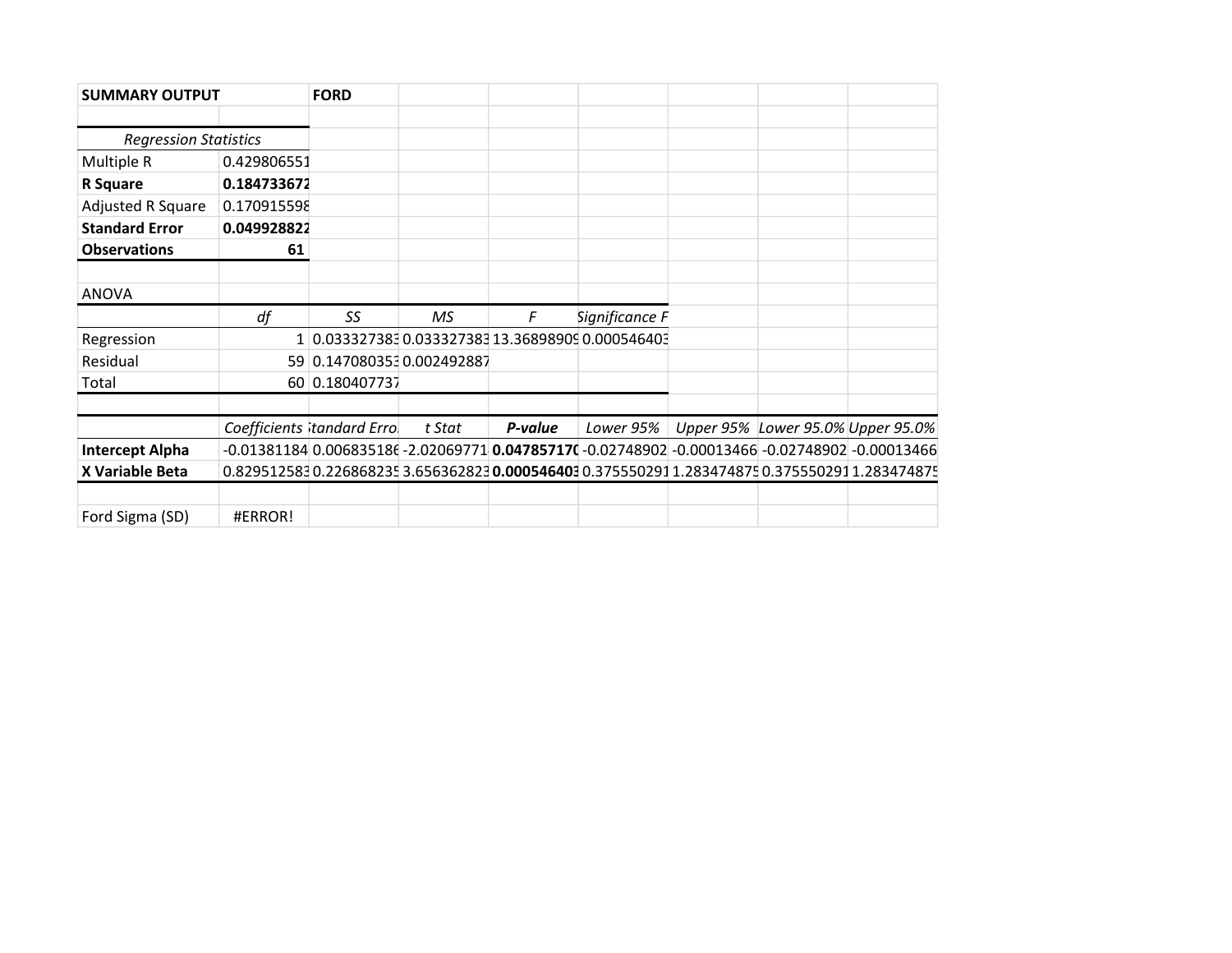| SUMMARY OUTPUT | | FORD | | | | | | |
|---|---|---|---|---|---|---|---|---|

| *Regression Statistics* | |
|---|---|
| Multiple R | 0.429806551 |
| **R Square** | **0.184733672** |
| Adjusted R Square | 0.170915598 |
| **Standard Error** | **0.049928822** |
| **Observations** | **61** |

ANOVA

| | *df* | *SS* | *MS* | *F* | *Significance F* |
|---|---|---|---|---|---|
| Regression | 1 | 0.033327383 | 0.033327383 | 13.36898909 | 0.000546403 |
| Residual | 59 | 0.147080353 | 0.002492887 | | |
| Total | 60 | 0.180407737 | | | |

| | *Coefficients* | *Standard Error* | *t Stat* | ***P-value*** | *Lower 95%* | *Upper 95%* | *Lower 95.0%* | *Upper 95.0%* |
|---|---|---|---|---|---|---|---|---|
| **Intercept Alpha** | -0.01381184 | 0.006835186 | -2.02069771 | **0.04785717** | -0.02748902 | -0.00013466 | -0.02748902 | -0.00013466 |
| **X Variable Beta** | 0.829512583 | 0.226868235 | 3.656362823 | **0.000546403** | 0.375550291 | 1.283474875 | 0.375550291 | 1.283474875 |

| Ford Sigma (SD) | #ERROR! |
|---|---|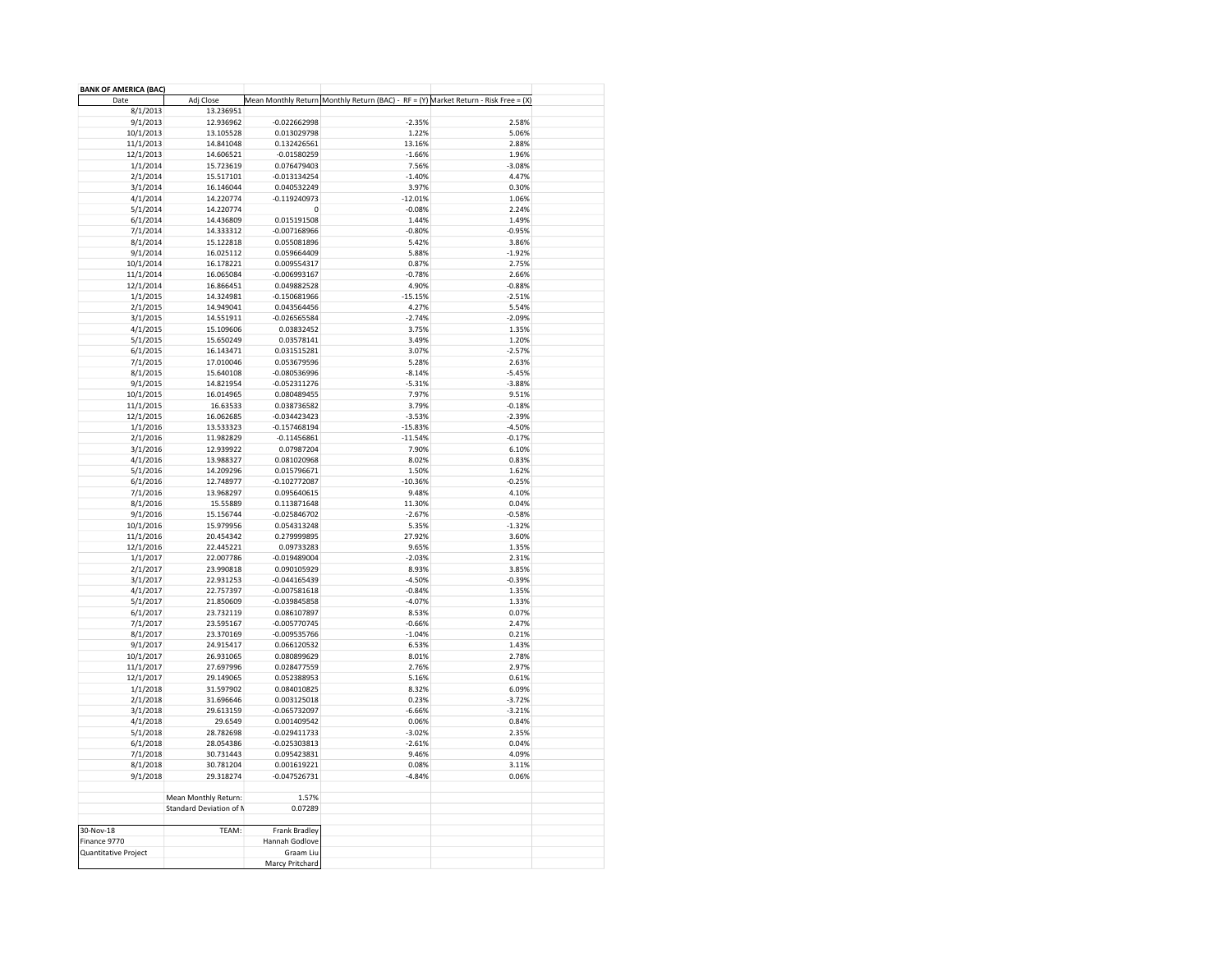**BANK OF AMERICA (BAC)**

| Date | Adj Close | Mean Monthly Return | Monthly Return (BAC) - RF = (Y) | Market Return - Risk Free = (X) |
|---|---|---|---|---|
| 8/1/2013 | 13.236951 | | | |
| 9/1/2013 | 12.936962 | -0.022662998 | -2.35% | 2.58% |
| 10/1/2013 | 13.105528 | 0.013029798 | 1.22% | 5.06% |
| 11/1/2013 | 14.841048 | 0.132426561 | 13.16% | 2.88% |
| 12/1/2013 | 14.606521 | -0.01580259 | -1.66% | 1.96% |
| 1/1/2014 | 15.723619 | 0.076479403 | 7.56% | -3.08% |
| 2/1/2014 | 15.517101 | -0.013134254 | -1.40% | 4.47% |
| 3/1/2014 | 16.146044 | 0.040532249 | 3.97% | 0.30% |
| 4/1/2014 | 14.220774 | -0.119240973 | -12.01% | 1.06% |
| 5/1/2014 | 14.220774 | 0 | -0.08% | 2.24% |
| 6/1/2014 | 14.436809 | 0.015191508 | 1.44% | 1.49% |
| 7/1/2014 | 14.333312 | -0.007168966 | -0.80% | -0.95% |
| 8/1/2014 | 15.122818 | 0.055081896 | 5.42% | 3.86% |
| 9/1/2014 | 16.025112 | 0.059664409 | 5.88% | -1.92% |
| 10/1/2014 | 16.178221 | 0.009554317 | 0.87% | 2.75% |
| 11/1/2014 | 16.065084 | -0.006993167 | -0.78% | 2.66% |
| 12/1/2014 | 16.866451 | 0.049882528 | 4.90% | -0.88% |
| 1/1/2015 | 14.324981 | -0.150681966 | -15.15% | -2.51% |
| 2/1/2015 | 14.949041 | 0.043564456 | 4.27% | 5.54% |
| 3/1/2015 | 14.551911 | -0.026565584 | -2.74% | -2.09% |
| 4/1/2015 | 15.109606 | 0.03832452 | 3.75% | 1.35% |
| 5/1/2015 | 15.650249 | 0.03578141 | 3.49% | 1.20% |
| 6/1/2015 | 16.143471 | 0.031515281 | 3.07% | -2.57% |
| 7/1/2015 | 17.010046 | 0.053679596 | 5.28% | 2.63% |
| 8/1/2015 | 15.640108 | -0.080536996 | -8.14% | -5.45% |
| 9/1/2015 | 14.821954 | -0.052311276 | -5.31% | -3.88% |
| 10/1/2015 | 16.014965 | 0.080489455 | 7.97% | 9.51% |
| 11/1/2015 | 16.63533 | 0.038736582 | 3.79% | -0.18% |
| 12/1/2015 | 16.062685 | -0.034423423 | -3.53% | -2.39% |
| 1/1/2016 | 13.533323 | -0.157468194 | -15.83% | -4.50% |
| 2/1/2016 | 11.982829 | -0.11456861 | -11.54% | -0.17% |
| 3/1/2016 | 12.939922 | 0.07987204 | 7.90% | 6.10% |
| 4/1/2016 | 13.988327 | 0.081020968 | 8.02% | 0.83% |
| 5/1/2016 | 14.209296 | 0.015796671 | 1.50% | 1.62% |
| 6/1/2016 | 12.748977 | -0.102772087 | -10.36% | -0.25% |
| 7/1/2016 | 13.968297 | 0.095640615 | 9.48% | 4.10% |
| 8/1/2016 | 15.55889 | 0.113871648 | 11.30% | 0.04% |
| 9/1/2016 | 15.156744 | -0.025846702 | -2.67% | -0.58% |
| 10/1/2016 | 15.979956 | 0.054313248 | 5.35% | -1.32% |
| 11/1/2016 | 20.454342 | 0.279999895 | 27.92% | 3.60% |
| 12/1/2016 | 22.445221 | 0.09733283 | 9.65% | 1.35% |
| 1/1/2017 | 22.007786 | -0.019489004 | -2.03% | 2.31% |
| 2/1/2017 | 23.990818 | 0.090105929 | 8.93% | 3.85% |
| 3/1/2017 | 22.931253 | -0.044165439 | -4.50% | -0.39% |
| 4/1/2017 | 22.757397 | -0.007581618 | -0.84% | 1.35% |
| 5/1/2017 | 21.850609 | -0.039845858 | -4.07% | 1.33% |
| 6/1/2017 | 23.732119 | 0.086107897 | 8.53% | 0.07% |
| 7/1/2017 | 23.595167 | -0.005770745 | -0.66% | 2.47% |
| 8/1/2017 | 23.370169 | -0.009535766 | -1.04% | 0.21% |
| 9/1/2017 | 24.915417 | 0.066120532 | 6.53% | 1.43% |
| 10/1/2017 | 26.931065 | 0.080899629 | 8.01% | 2.78% |
| 11/1/2017 | 27.697996 | 0.028477559 | 2.76% | 2.97% |
| 12/1/2017 | 29.149065 | 0.052388953 | 5.16% | 0.61% |
| 1/1/2018 | 31.597902 | 0.084010825 | 8.32% | 6.09% |
| 2/1/2018 | 31.696646 | 0.003125018 | 0.23% | -3.72% |
| 3/1/2018 | 29.613159 | -0.065732097 | -6.66% | -3.21% |
| 4/1/2018 | 29.6549 | 0.001409542 | 0.06% | 0.84% |
| 5/1/2018 | 28.782698 | -0.029411733 | -3.02% | 2.35% |
| 6/1/2018 | 28.054386 | -0.025303813 | -2.61% | 0.04% |
| 7/1/2018 | 30.731443 | 0.095423831 | 9.46% | 4.09% |
| 8/1/2018 | 30.781204 | 0.001619221 | 0.08% | 3.11% |
| 9/1/2018 | 29.318274 | -0.047526731 | -4.84% | 0.06% |
| | | | | |
| | Mean Monthly Return: | 1.57% | | |
| | Standard Deviation of M | 0.07289 | | |
| | | | | |
| 30-Nov-18 | TEAM: | Frank Bradley | | |
| Finance 9770 | | Hannah Godlove | | |
| Quantitative Project | | Graam Liu | | |
| | | Marcy Pritchard | | |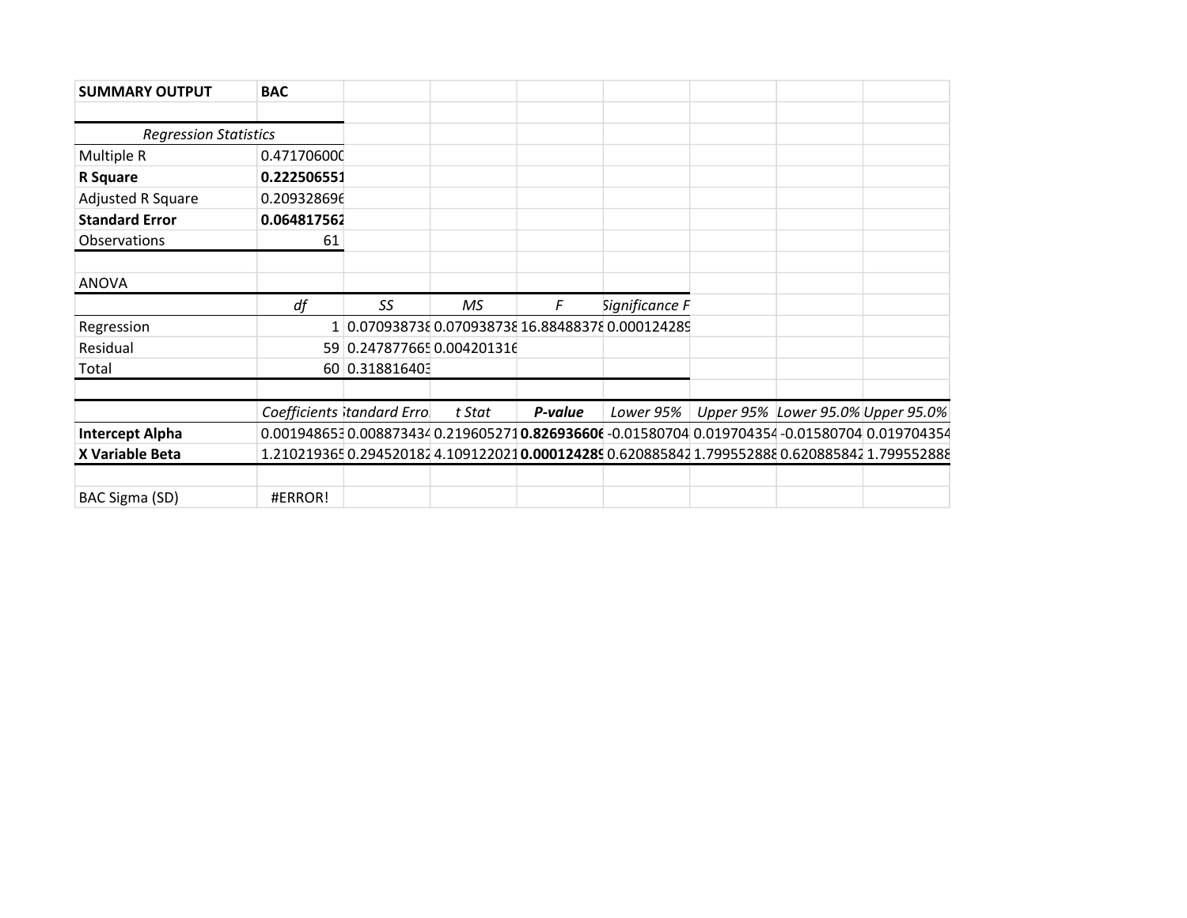**SUMMARY OUTPUT** **BAC**

| *Regression Statistics* | |
|---|---|
| Multiple R | 0.471706000 |
| **R Square** | **0.222506551** |
| Adjusted R Square | 0.209328696 |
| **Standard Error** | **0.064817562** |
| Observations | 61 |

ANOVA

| | *df* | *SS* | *MS* | *F* | *Significance F* |
|---|---|---|---|---|---|
| Regression | 1 | 0.070938738 | 0.070938738 | 16.88488378 | 0.000124289 |
| Residual | 59 | 0.247877665 | 0.004201316 | | |
| Total | 60 | 0.318816403 | | | |

| | *Coefficients* | *Standard Error* | *t Stat* | ***P-value*** | *Lower 95%* | *Upper 95%* | *Lower 95.0%* | *Upper 95.0%* |
|---|---|---|---|---|---|---|---|---|
| **Intercept Alpha** | 0.001948653 | 0.008873434 | 0.219605271 | **0.826936606** | -0.01580704 | 0.019704354 | -0.01580704 | 0.019704354 |
| **X Variable Beta** | 1.210219365 | 0.294520182 | 4.109122021 | **0.000124289** | 0.620885842 | 1.799552888 | 0.620885842 | 1.799552888 |

| BAC Sigma (SD) | #ERROR! |
|---|---|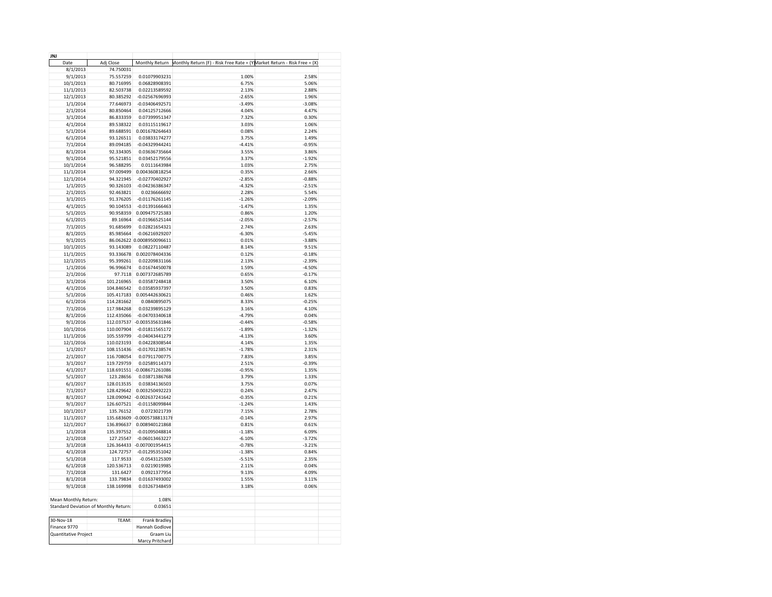**JNJ**

| Date | Adj Close | Monthly Return | Monthly Return (F) - Risk Free Rate = (Y) | Market Return - Risk Free = (X) |
|---|---|---|---|---|
| 8/1/2013 | 74.750031 | | | |
| 9/1/2013 | 75.557259 | 0.01079903231 | 1.00% | 2.58% |
| 10/1/2013 | 80.716995 | 0.06828908391 | 6.75% | 5.06% |
| 11/1/2013 | 82.503738 | 0.02213589592 | 2.13% | 2.88% |
| 12/1/2013 | 80.385292 | -0.02567696993 | -2.65% | 1.96% |
| 1/1/2014 | 77.646973 | -0.03406492571 | -3.49% | -3.08% |
| 2/1/2014 | 80.850464 | 0.04125712666 | 4.04% | 4.47% |
| 3/1/2014 | 86.833359 | 0.07399951347 | 7.32% | 0.30% |
| 4/1/2014 | 89.538322 | 0.03115119617 | 3.03% | 1.06% |
| 5/1/2014 | 89.688591 | 0.001678264643 | 0.08% | 2.24% |
| 6/1/2014 | 93.126511 | 0.03833174277 | 3.75% | 1.49% |
| 7/1/2014 | 89.094185 | -0.04329944241 | -4.41% | -0.95% |
| 8/1/2014 | 92.334305 | 0.03636735664 | 3.55% | 3.86% |
| 9/1/2014 | 95.521851 | 0.03452179556 | 3.37% | -1.92% |
| 10/1/2014 | 96.588295 | 0.0111643984 | 1.03% | 2.75% |
| 11/1/2014 | 97.009499 | 0.004360818254 | 0.35% | 2.66% |
| 12/1/2014 | 94.321945 | -0.02770402927 | -2.85% | -0.88% |
| 1/1/2015 | 90.326103 | -0.04236386347 | -4.32% | -2.51% |
| 2/1/2015 | 92.463821 | 0.0236666692 | 2.28% | 5.54% |
| 3/1/2015 | 91.376205 | -0.01176261145 | -1.26% | -2.09% |
| 4/1/2015 | 90.104553 | -0.01391666463 | -1.47% | 1.35% |
| 5/1/2015 | 90.958359 | 0.009475725383 | 0.86% | 1.20% |
| 6/1/2015 | 89.16964 | -0.01966525144 | -2.05% | -2.57% |
| 7/1/2015 | 91.685699 | 0.02821654321 | 2.74% | 2.63% |
| 8/1/2015 | 85.985664 | -0.06216929207 | -6.30% | -5.45% |
| 9/1/2015 | 86.062622 | 0.0008950096611 | 0.01% | -3.88% |
| 10/1/2015 | 93.143089 | 0.08227110487 | 8.14% | 9.51% |
| 11/1/2015 | 93.336678 | 0.002078404336 | 0.12% | -0.18% |
| 12/1/2015 | 95.399261 | 0.02209831166 | 2.13% | -2.39% |
| 1/1/2016 | 96.996674 | 0.01674450078 | 1.59% | -4.50% |
| 2/1/2016 | 97.7118 | 0.007372685789 | 0.65% | -0.17% |
| 3/1/2016 | 101.216965 | 0.03587248418 | 3.50% | 6.10% |
| 4/1/2016 | 104.846542 | 0.03585937397 | 3.50% | 0.83% |
| 5/1/2016 | 105.417183 | 0.005442630621 | 0.46% | 1.62% |
| 6/1/2016 | 114.281662 | 0.0840895075 | 8.33% | -0.25% |
| 7/1/2016 | 117.984268 | 0.03239895129 | 3.16% | 4.10% |
| 8/1/2016 | 112.435066 | -0.04703340618 | -4.79% | 0.04% |
| 9/1/2016 | 112.037537 | -0.003535631846 | -0.44% | -0.58% |
| 10/1/2016 | 110.007904 | -0.01811565172 | -1.89% | -1.32% |
| 11/1/2016 | 105.559799 | -0.04043441279 | -4.13% | 3.60% |
| 12/1/2016 | 110.023193 | 0.04228308544 | 4.14% | 1.35% |
| 1/1/2017 | 108.151436 | -0.01701238574 | -1.78% | 2.31% |
| 2/1/2017 | 116.708054 | 0.07911700775 | 7.83% | 3.85% |
| 3/1/2017 | 119.729759 | 0.02589114373 | 2.51% | -0.39% |
| 4/1/2017 | 118.691551 | -0.008671261086 | -0.95% | 1.35% |
| 5/1/2017 | 123.28656 | 0.03871386768 | 3.79% | 1.33% |
| 6/1/2017 | 128.013535 | 0.03834136503 | 3.75% | 0.07% |
| 7/1/2017 | 128.429642 | 0.003250492223 | 0.24% | 2.47% |
| 8/1/2017 | 128.090942 | -0.002637241642 | -0.35% | 0.21% |
| 9/1/2017 | 126.607521 | -0.01158099844 | -1.24% | 1.43% |
| 10/1/2017 | 135.76152 | 0.0723021739 | 7.15% | 2.78% |
| 11/1/2017 | 135.683609 | -0.000573881317 | -0.14% | 2.97% |
| 12/1/2017 | 136.896637 | 0.008940121868 | 0.81% | 0.61% |
| 1/1/2018 | 135.397552 | -0.01095048814 | -1.18% | 6.09% |
| 2/1/2018 | 127.25547 | -0.06013463227 | -6.10% | -3.72% |
| 3/1/2018 | 126.364433 | -0.007001954415 | -0.78% | -3.21% |
| 4/1/2018 | 124.72757 | -0.01295351042 | -1.38% | 0.84% |
| 5/1/2018 | 117.9533 | -0.0543125309 | -5.51% | 2.35% |
| 6/1/2018 | 120.536713 | 0.0219019985 | 2.11% | 0.04% |
| 7/1/2018 | 131.6427 | 0.0921377954 | 9.13% | 4.09% |
| 8/1/2018 | 133.79834 | 0.01637493002 | 1.55% | 3.11% |
| 9/1/2018 | 138.169998 | 0.03267348459 | 3.18% | 0.06% |
| | | | | |
| Mean Monthly Return: | | 1.08% | | |
| Standard Deviation of Monthly Return: | | 0.03651 | | |

| | | |
|---|---|---|
| 30-Nov-18 | TEAM: | Frank Bradley |
| Finance 9770 | | Hannah Godlove |
| Quantitative Project | | Graam Liu |
| | | Marcy Pritchard |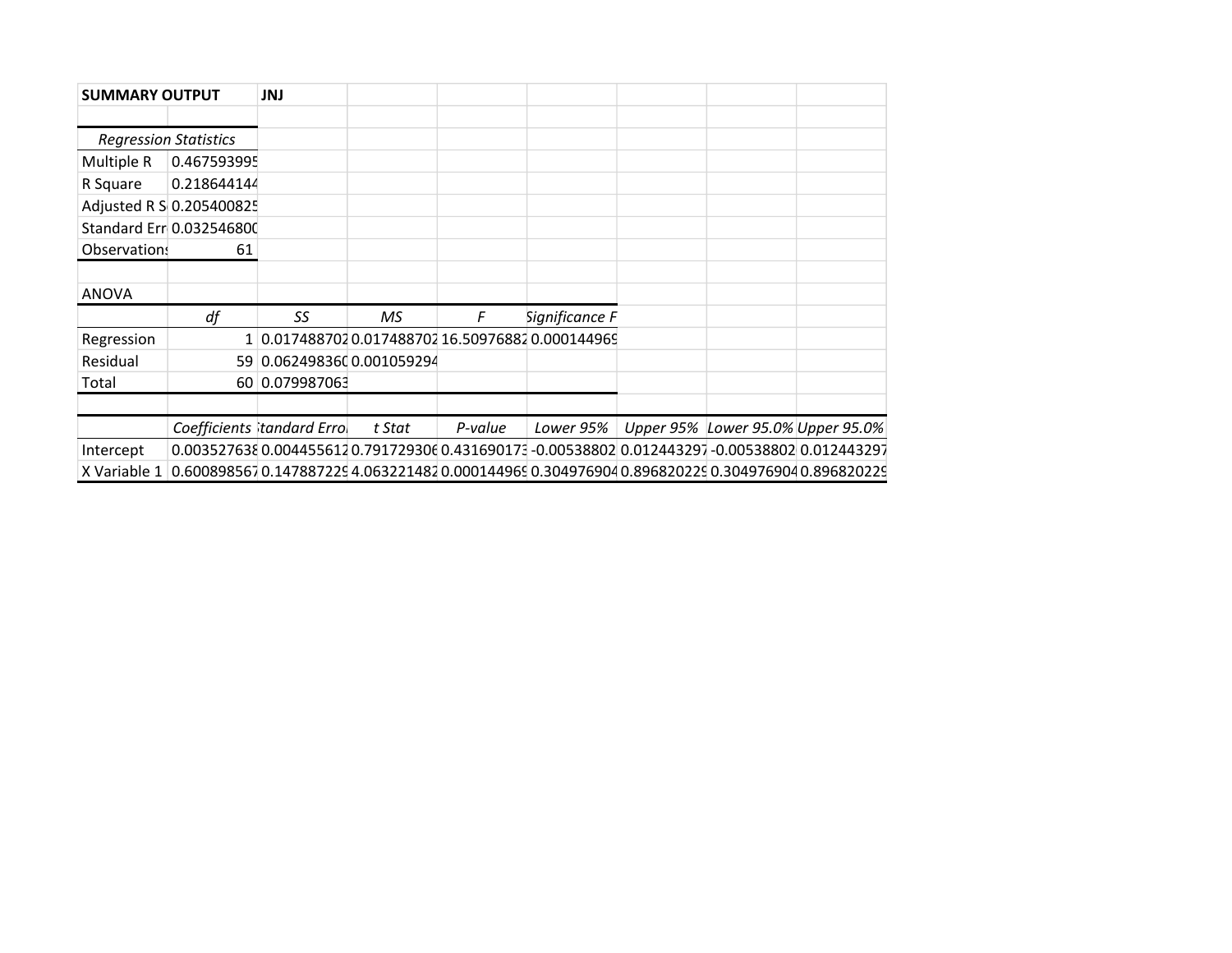**SUMMARY OUTPUT** **JNJ**

| *Regression Statistics* | |
|---|---|
| Multiple R | 0.467593995 |
| R Square | 0.218644144 |
| Adjusted R S | 0.205400825 |
| Standard Err | 0.032546800 |
| Observations | 61 |

ANOVA

| | *df* | *SS* | *MS* | *F* | *Significance F* |
|---|---|---|---|---|---|
| Regression | 1 | 0.017488702 | 0.017488702 | 16.50976882 | 0.000144969 |
| Residual | 59 | 0.062498360 | 0.001059294 | | |
| Total | 60 | 0.079987063 | | | |

| | *Coefficients* | *Standard Error* | *t Stat* | *P-value* | *Lower 95%* | *Upper 95%* | *Lower 95.0%* | *Upper 95.0%* |
|---|---|---|---|---|---|---|---|---|
| Intercept | 0.003527638 | 0.004455612 | 0.791729306 | 0.431690173 | -0.00538802 | 0.012443297 | -0.00538802 | 0.012443297 |
| X Variable 1 | 0.600898567 | 0.147887229 | 4.063221482 | 0.000144969 | 0.304976904 | 0.896820229 | 0.304976904 | 0.896820229 |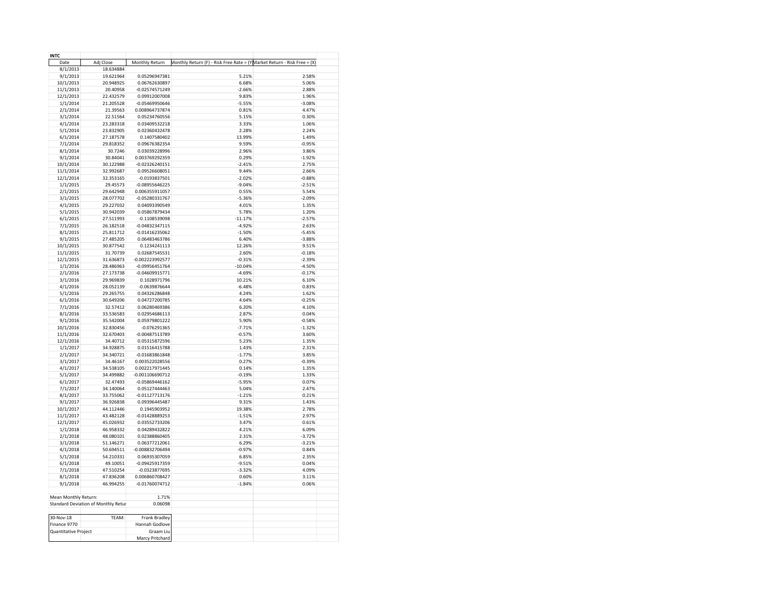**INTC**

| Date | Adj Close | Monthly Return | Monthly Return (F) - Risk Free Rate = (Y | Market Return - Risk Free = (X) |
|---|---|---|---|---|
| 8/1/2013 | 18.634884 | | | |
| 9/1/2013 | 19.621964 | 0.05296947381 | 5.21% | 2.58% |
| 10/1/2013 | 20.948925 | 0.06762630897 | 6.68% | 5.06% |
| 11/1/2013 | 20.40958 | -0.02574571249 | -2.66% | 2.88% |
| 12/1/2013 | 22.432579 | 0.09912007008 | 9.83% | 1.96% |
| 1/1/2014 | 21.205528 | -0.05469950646 | -5.55% | -3.08% |
| 2/1/2014 | 21.39563 | 0.008964737874 | 0.81% | 4.47% |
| 3/1/2014 | 22.51564 | 0.05234760556 | 5.15% | 0.30% |
| 4/1/2014 | 23.283318 | 0.03409532218 | 3.33% | 1.06% |
| 5/1/2014 | 23.832905 | 0.02360432478 | 2.28% | 2.24% |
| 6/1/2014 | 27.187578 | 0.1407580402 | 13.99% | 1.49% |
| 7/1/2014 | 29.818352 | 0.09676382354 | 9.59% | -0.95% |
| 8/1/2014 | 30.7246 | 0.03039228996 | 2.96% | 3.86% |
| 9/1/2014 | 30.84041 | 0.003769292359 | 0.29% | -1.92% |
| 10/1/2014 | 30.122988 | -0.02326240151 | -2.41% | 2.75% |
| 11/1/2014 | 32.992687 | 0.09526608051 | 9.44% | 2.66% |
| 12/1/2014 | 32.353165 | -0.0193837501 | -2.02% | -0.88% |
| 1/1/2015 | 29.45573 | -0.08955646225 | -9.04% | -2.51% |
| 2/1/2015 | 29.642948 | 0.006355911057 | 0.55% | 5.54% |
| 3/1/2015 | 28.077702 | -0.05280331767 | -5.36% | -2.09% |
| 4/1/2015 | 29.227032 | 0.04093390549 | 4.01% | 1.35% |
| 5/1/2015 | 30.942039 | 0.05867879434 | 5.78% | 1.20% |
| 6/1/2015 | 27.511993 | -0.1108539098 | -11.17% | -2.57% |
| 7/1/2015 | 26.182518 | -0.04832347115 | -4.92% | 2.63% |
| 8/1/2015 | 25.811712 | -0.01416235062 | -1.50% | -5.45% |
| 9/1/2015 | 27.485205 | 0.06483463786 | 6.40% | -3.88% |
| 10/1/2015 | 30.877542 | 0.1234241113 | 12.26% | 9.51% |
| 11/1/2015 | 31.70739 | 0.02687545531 | 2.60% | -0.18% |
| 12/1/2015 | 31.636873 | -0.002223992577 | -0.31% | -2.39% |
| 1/1/2016 | 28.486963 | -0.09956451764 | -10.04% | -4.50% |
| 2/1/2016 | 27.173738 | -0.04609915771 | -4.69% | -0.17% |
| 3/1/2016 | 29.969839 | 0.1028971796 | 10.21% | 6.10% |
| 4/1/2016 | 28.052139 | -0.0639876644 | -6.48% | 0.83% |
| 5/1/2016 | 29.265755 | 0.04326286848 | 4.24% | 1.62% |
| 6/1/2016 | 30.649206 | 0.04727200785 | 4.64% | -0.25% |
| 7/1/2016 | 32.57412 | 0.06280469386 | 6.20% | 4.10% |
| 8/1/2016 | 33.536583 | 0.02954686113 | 2.87% | 0.04% |
| 9/1/2016 | 35.542004 | 0.05979801222 | 5.90% | -0.58% |
| 10/1/2016 | 32.830456 | -0.076291365 | -7.71% | -1.32% |
| 11/1/2016 | 32.670403 | -0.00487513789 | -0.57% | 3.60% |
| 12/1/2016 | 34.40712 | 0.05315872596 | 5.23% | 1.35% |
| 1/1/2017 | 34.928875 | 0.01516415788 | 1.43% | 2.31% |
| 2/1/2017 | 34.340721 | -0.01683861848 | -1.77% | 3.85% |
| 3/1/2017 | 34.46167 | 0.003522028556 | 0.27% | -0.39% |
| 4/1/2017 | 34.538105 | 0.002217971445 | 0.14% | 1.35% |
| 5/1/2017 | 34.499882 | -0.001106690712 | -0.19% | 1.33% |
| 6/1/2017 | 32.47493 | -0.05869446162 | -5.95% | 0.07% |
| 7/1/2017 | 34.140064 | 0.05127444463 | 5.04% | 2.47% |
| 8/1/2017 | 33.755062 | -0.01127713176 | -1.21% | 0.21% |
| 9/1/2017 | 36.926838 | 0.09396445487 | 9.31% | 1.43% |
| 10/1/2017 | 44.112446 | 0.1945903952 | 19.38% | 2.78% |
| 11/1/2017 | 43.482128 | -0.01428889253 | -1.51% | 2.97% |
| 12/1/2017 | 45.026932 | 0.03552733206 | 3.47% | 0.61% |
| 1/1/2018 | 46.958332 | 0.04289432822 | 4.21% | 6.09% |
| 2/1/2018 | 48.080101 | 0.02388860405 | 2.31% | -3.72% |
| 3/1/2018 | 51.146271 | 0.06377212061 | 6.29% | -3.21% |
| 4/1/2018 | 50.694511 | -0.008832706494 | -0.97% | 0.84% |
| 5/1/2018 | 54.210331 | 0.06935307059 | 6.85% | 2.35% |
| 6/1/2018 | 49.10051 | -0.09425917359 | -9.51% | 0.04% |
| 7/1/2018 | 47.510254 | -0.0323877695 | -3.32% | 4.09% |
| 8/1/2018 | 47.836208 | 0.006860708427 | 0.60% | 3.11% |
| 9/1/2018 | 46.994255 | -0.01760074712 | -1.84% | 0.06% |
| | | | | |
| Mean Monthly Return: | | 1.71% | | |
| Standard Deviation of Monthly Retur | | 0.06098 | | |

| | | |
|---|---|---|
| 30-Nov-18 | TEAM: | Frank Bradley |
| Finance 9770 | | Hannah Godlove |
| Quantitative Project | | Graam Liu |
| | | Marcy Pritchard |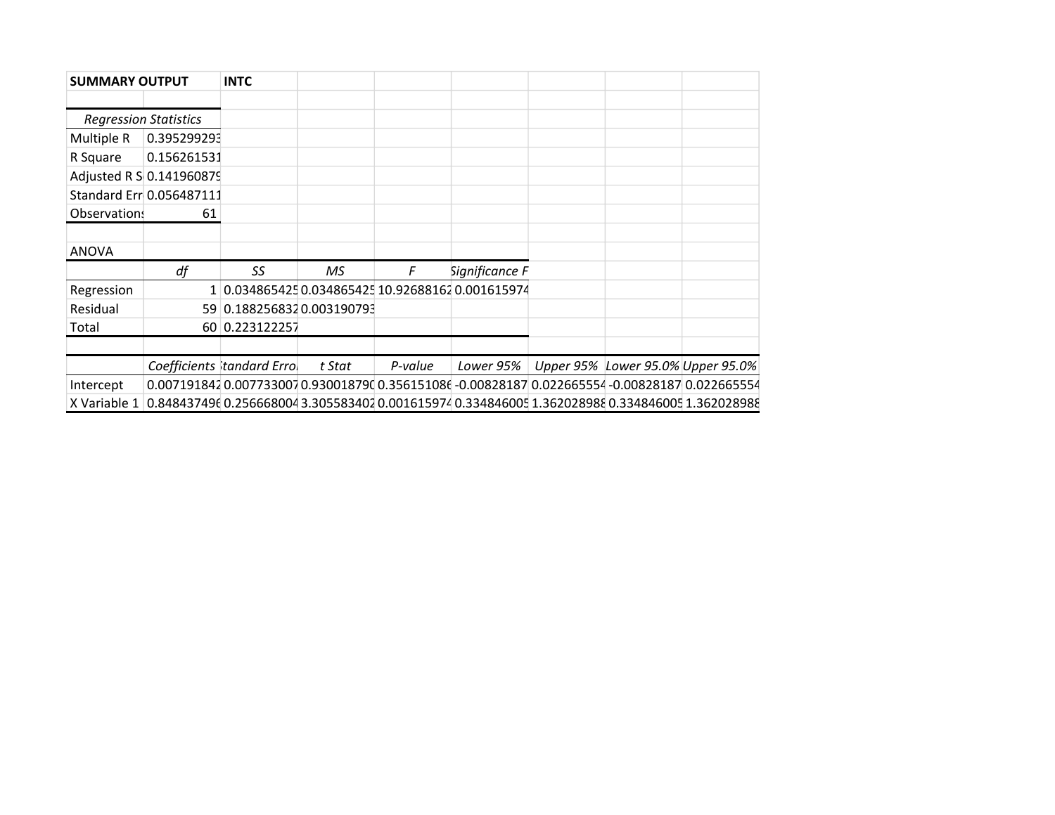| SUMMARY OUTPUT | | INTC | | | | | | |
|---|---|---|---|---|---|---|---|---|
| | | | | | | | | |
| *Regression Statistics* | | | | | | | | |
| Multiple R | 0.395299293 | | | | | | | |
| R Square | 0.156261531 | | | | | | | |
| Adjusted R S | 0.141960879 | | | | | | | |
| Standard Err | 0.056487111 | | | | | | | |
| Observations | 61 | | | | | | | |
| | | | | | | | | |
| ANOVA | | | | | | | | |
| | *df* | *SS* | *MS* | *F* | *Significance F* | | | |
| Regression | 1 | 0.034865425 | 0.034865425 | 10.92688162 | 0.001615974 | | | |
| Residual | 59 | 0.188256832 | 0.003190793 | | | | | |
| Total | 60 | 0.223122257 | | | | | | |
| | | | | | | | | |
| | *Coefficients* | *Standard Error* | *t Stat* | *P-value* | *Lower 95%* | *Upper 95%* | *Lower 95.0%* | *Upper 95.0%* |
| Intercept | 0.007191842 | 0.007733007 | 0.930018790 | 0.356151086 | -0.00828187 | 0.022665554 | -0.00828187 | 0.022665554 |
| X Variable 1 | 0.848437496 | 0.256668004 | 3.305583402 | 0.001615974 | 0.334846005 | 1.362028988 | 0.334846005 | 1.362028988 |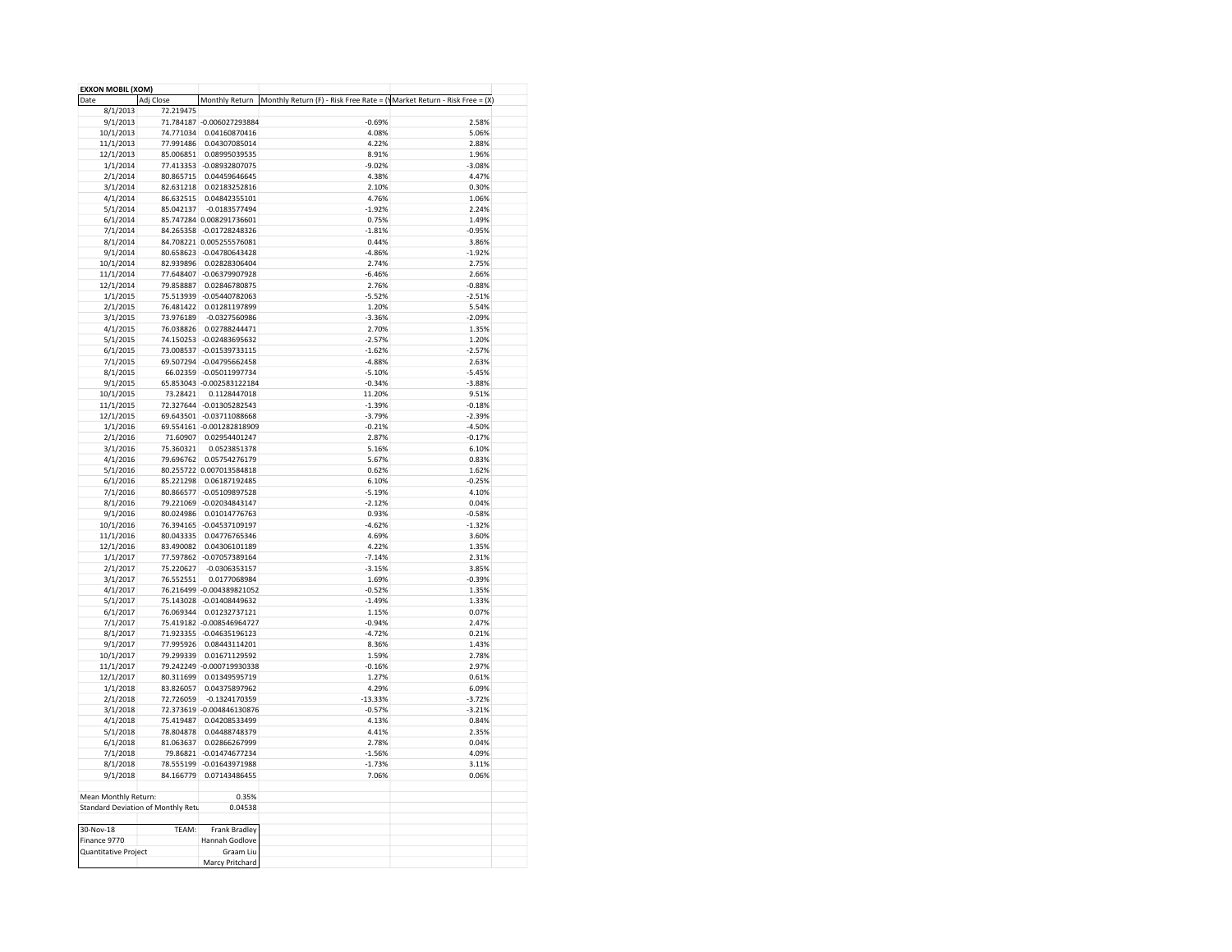| EXXON MOBIL (XOM) | | | | |
|---|---|---|---|---|
| Date | Adj Close | Monthly Return | Monthly Return (F) - Risk Free Rate = (Y | Market Return - Risk Free = (X) |
| 8/1/2013 | 72.219475 | | | |
| 9/1/2013 | 71.784187 | -0.0060272293884 | -0.69% | 2.58% |
| 10/1/2013 | 74.771034 | 0.04160870416 | 4.08% | 5.06% |
| 11/1/2013 | 77.991486 | 0.04307085014 | 4.22% | 2.88% |
| 12/1/2013 | 85.006851 | 0.08995039535 | 8.91% | 1.96% |
| 1/1/2014 | 77.413353 | -0.08932807075 | -9.02% | -3.08% |
| 2/1/2014 | 80.865715 | 0.04459646645 | 4.38% | 4.47% |
| 3/1/2014 | 82.631218 | 0.02183252816 | 2.10% | 0.30% |
| 4/1/2014 | 86.632515 | 0.04842355101 | 4.76% | 1.06% |
| 5/1/2014 | 85.042137 | -0.0183577494 | -1.92% | 2.24% |
| 6/1/2014 | 85.747284 | 0.008291736601 | 0.75% | 1.49% |
| 7/1/2014 | 84.265358 | -0.01728248326 | -1.81% | -0.95% |
| 8/1/2014 | 84.708221 | 0.005255576081 | 0.44% | 3.86% |
| 9/1/2014 | 80.658623 | -0.04780643428 | -4.86% | -1.92% |
| 10/1/2014 | 82.939896 | 0.02828306404 | 2.74% | 2.75% |
| 11/1/2014 | 77.648407 | -0.06379907928 | -6.46% | 2.66% |
| 12/1/2014 | 79.858887 | 0.02846780875 | 2.76% | -0.88% |
| 1/1/2015 | 75.513939 | -0.05440782063 | -5.52% | -2.51% |
| 2/1/2015 | 76.481422 | 0.01281197899 | 1.20% | 5.54% |
| 3/1/2015 | 73.976189 | -0.0327560986 | -3.36% | -2.09% |
| 4/1/2015 | 76.038826 | 0.02788244471 | 2.70% | 1.35% |
| 5/1/2015 | 74.150253 | -0.02483695632 | -2.57% | 1.20% |
| 6/1/2015 | 73.008537 | -0.01539733115 | -1.62% | -2.57% |
| 7/1/2015 | 69.507294 | -0.04795662458 | -4.88% | 2.63% |
| 8/1/2015 | 66.02359 | -0.05011997734 | -5.10% | -5.45% |
| 9/1/2015 | 65.853043 | -0.002583122184 | -0.34% | -3.88% |
| 10/1/2015 | 73.28421 | 0.1128447018 | 11.20% | 9.51% |
| 11/1/2015 | 72.327644 | -0.01305282543 | -1.39% | -0.18% |
| 12/1/2015 | 69.643501 | -0.03711088668 | -3.79% | -2.39% |
| 1/1/2016 | 69.554161 | -0.001282818909 | -0.21% | -4.50% |
| 2/1/2016 | 71.60907 | 0.02954401247 | 2.87% | -0.17% |
| 3/1/2016 | 75.360321 | 0.0523851378 | 5.16% | 6.10% |
| 4/1/2016 | 79.696762 | 0.05754276179 | 5.67% | 0.83% |
| 5/1/2016 | 80.255722 | 0.007013584818 | 0.62% | 1.62% |
| 6/1/2016 | 85.221298 | 0.06187192485 | 6.10% | -0.25% |
| 7/1/2016 | 80.866577 | -0.05109897528 | -5.19% | 4.10% |
| 8/1/2016 | 79.221069 | -0.02034843147 | -2.12% | 0.04% |
| 9/1/2016 | 80.024986 | 0.01014776763 | 0.93% | -0.58% |
| 10/1/2016 | 76.394165 | -0.04537109197 | -4.62% | -1.32% |
| 11/1/2016 | 80.043335 | 0.04776765346 | 4.69% | 3.60% |
| 12/1/2016 | 83.490082 | 0.04306101189 | 4.22% | 1.35% |
| 1/1/2017 | 77.597862 | -0.07057389164 | -7.14% | 2.31% |
| 2/1/2017 | 75.220627 | -0.0306353157 | -3.15% | 3.85% |
| 3/1/2017 | 76.552551 | 0.0177068984 | 1.69% | -0.39% |
| 4/1/2017 | 76.216499 | -0.004389821052 | -0.52% | 1.35% |
| 5/1/2017 | 75.143028 | -0.01408449632 | -1.49% | 1.33% |
| 6/1/2017 | 76.069344 | 0.01232737121 | 1.15% | 0.07% |
| 7/1/2017 | 75.419182 | -0.008546964727 | -0.94% | 2.47% |
| 8/1/2017 | 71.923355 | -0.04635196123 | -4.72% | 0.21% |
| 9/1/2017 | 77.995926 | 0.08443114201 | 8.36% | 1.43% |
| 10/1/2017 | 79.299339 | 0.01671129592 | 1.59% | 2.78% |
| 11/1/2017 | 79.242249 | -0.000719930338 | -0.16% | 2.97% |
| 12/1/2017 | 80.311699 | 0.01349595719 | 1.27% | 0.61% |
| 1/1/2018 | 83.826057 | 0.04375897962 | 4.29% | 6.09% |
| 2/1/2018 | 72.726059 | -0.1324170359 | -13.33% | -3.72% |
| 3/1/2018 | 72.373619 | -0.004846130876 | -0.57% | -3.21% |
| 4/1/2018 | 75.419487 | 0.04208533499 | 4.13% | 0.84% |
| 5/1/2018 | 78.804878 | 0.04488748379 | 4.41% | 2.35% |
| 6/1/2018 | 81.063637 | 0.02866267999 | 2.78% | 0.04% |
| 7/1/2018 | 79.86821 | -0.01474677234 | -1.56% | 4.09% |
| 8/1/2018 | 78.555199 | -0.01643971988 | -1.73% | 3.11% |
| 9/1/2018 | 84.166779 | 0.07143486455 | 7.06% | 0.06% |
| | | | | |
| Mean Monthly Return: | | 0.35% | | |
| Standard Deviation of Monthly Retu | | 0.04538 | | |
| | | | | |
| 30-Nov-18 | TEAM: | Frank Bradley | | |
| Finance 9770 | | Hannah Godlove | | |
| Quantitative Project | | Graam Liu | | |
| | | Marcy Pritchard | | |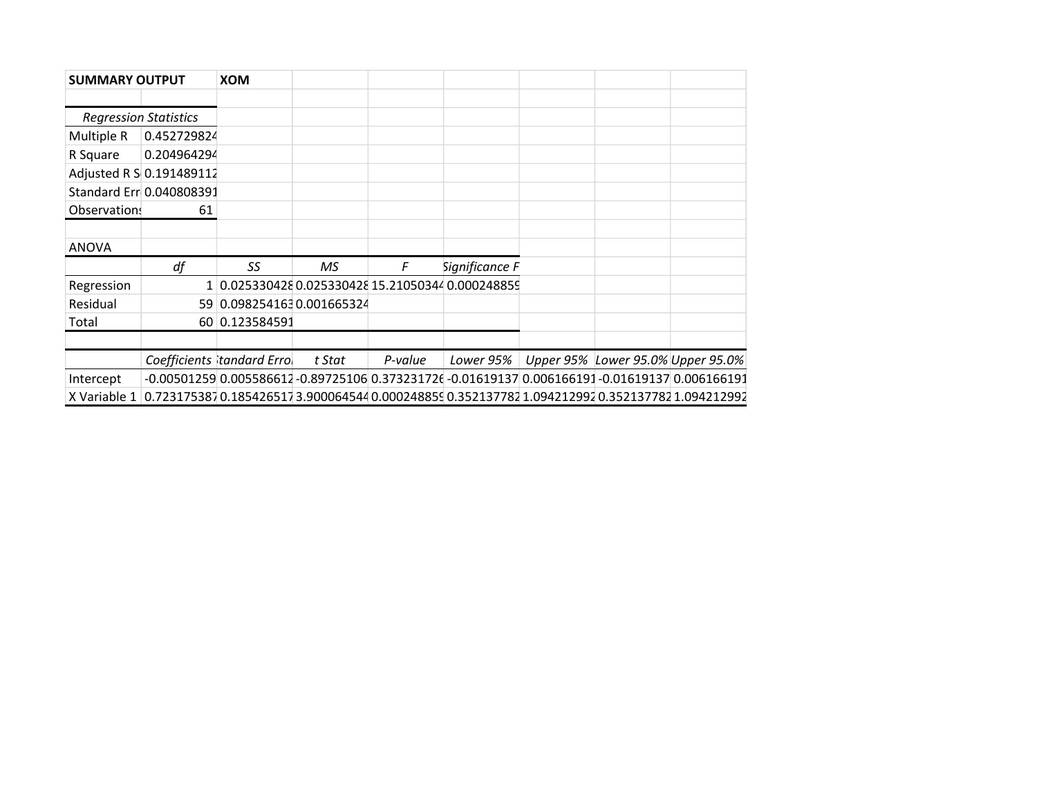**SUMMARY OUTPUT** **XOM**

| *Regression Statistics* | |
|---|---|
| Multiple R | 0.452729824 |
| R Square | 0.204964294 |
| Adjusted R S | 0.191489112 |
| Standard Err | 0.040808391 |
| Observations | 61 |

ANOVA

| | *df* | *SS* | *MS* | *F* | *Significance F* |
|---|---|---|---|---|---|
| Regression | 1 | 0.025330428 | 0.025330428 | 15.21050344 | 0.000248859 |
| Residual | 59 | 0.098254163 | 0.001665324 | | |
| Total | 60 | 0.123584591 | | | |

| | *Coefficients* | *Standard Error* | *t Stat* | *P-value* | *Lower 95%* | *Upper 95%* | *Lower 95.0%* | *Upper 95.0%* |
|---|---|---|---|---|---|---|---|---|
| Intercept | -0.00501259 | 0.005586612 | -0.89725106 | 0.373231726 | -0.01619137 | 0.006166191 | -0.01619137 | 0.006166191 |
| X Variable 1 | 0.723175387 | 0.185426517 | 3.900064544 | 0.000248859 | 0.352137782 | 1.094212992 | 0.352137782 | 1.094212992 |